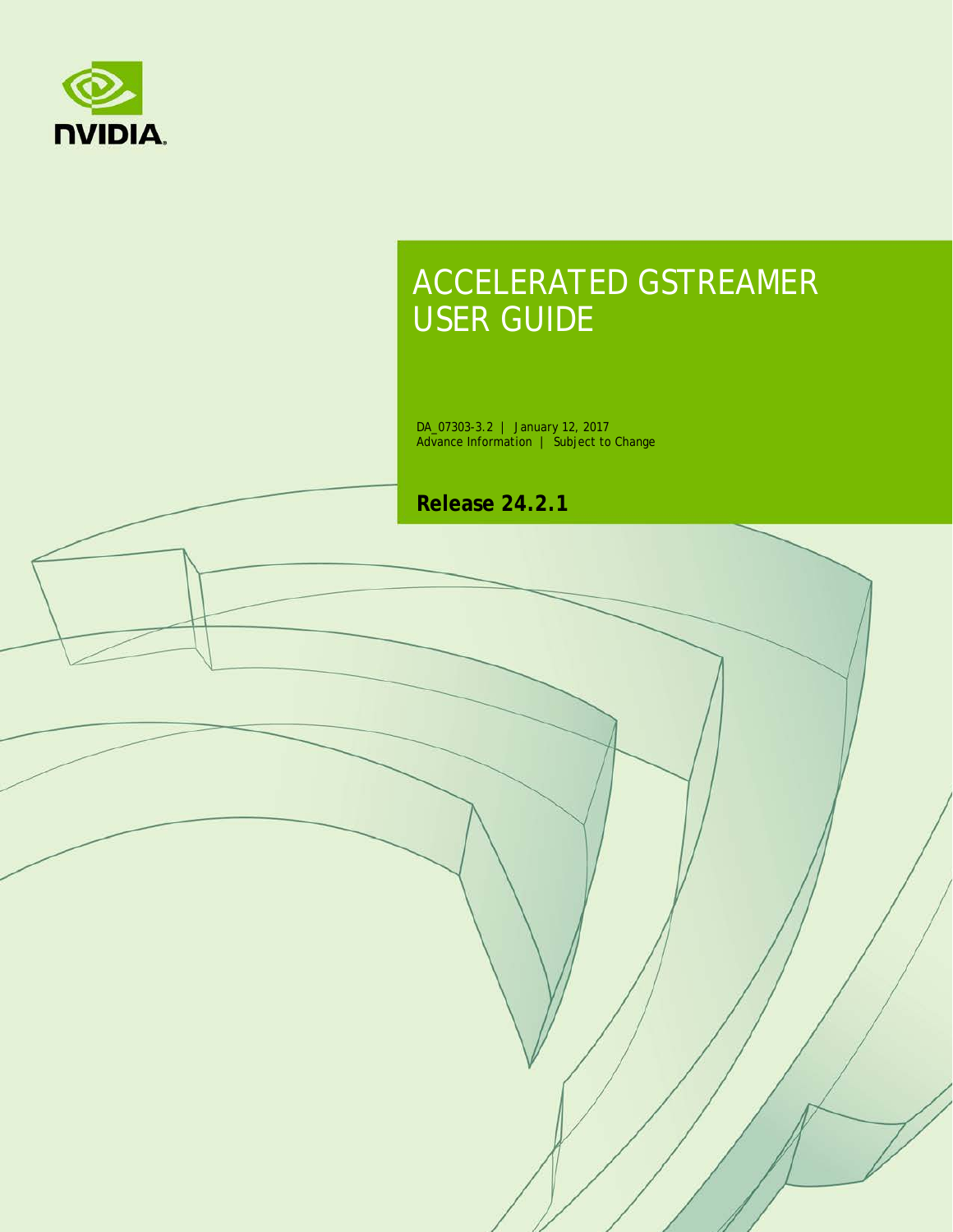NVIDIA

# ACCELERATED GSTREAMER USER GUIDE

DA_07303-3.2 | January 12, 2017
Advance Information | Subject to Change

**Release 24.2.1**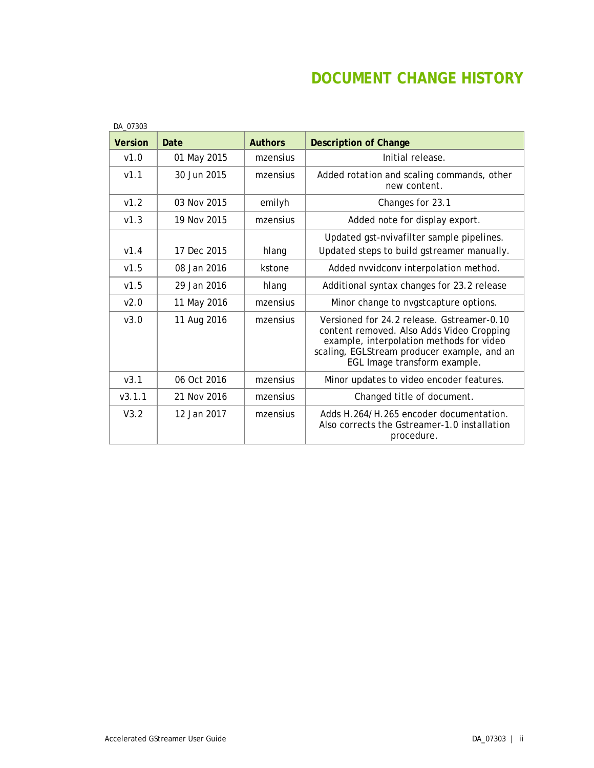# DOCUMENT CHANGE HISTORY

DA_07303

| Version | Date | Authors | Description of Change |
|---|---|---|---|
| v1.0 | 01 May 2015 | mzensius | Initial release. |
| v1.1 | 30 Jun 2015 | mzensius | Added rotation and scaling commands, other new content. |
| v1.2 | 03 Nov 2015 | emilyh | Changes for 23.1 |
| v1.3 | 19 Nov 2015 | mzensius | Added note for display export. |
| v1.4 | 17 Dec 2015 | hlang | Updated gst-nvivafilter sample pipelines. Updated steps to build gstreamer manually. |
| v1.5 | 08 Jan 2016 | kstone | Added nvvidconv interpolation method. |
| v1.5 | 29 Jan 2016 | hlang | Additional syntax changes for 23.2 release |
| v2.0 | 11 May 2016 | mzensius | Minor change to nvgstcapture options. |
| v3.0 | 11 Aug 2016 | mzensius | Versioned for 24.2 release. Gstreamer-0.10 content removed. Also Adds Video Cropping example, interpolation methods for video scaling, EGLStream producer example, and an EGL Image transform example. |
| v3.1 | 06 Oct 2016 | mzensius | Minor updates to video encoder features. |
| v3.1.1 | 21 Nov 2016 | mzensius | Changed title of document. |
| V3.2 | 12 Jan 2017 | mzensius | Adds H.264/H.265 encoder documentation. Also corrects the Gstreamer-1.0 installation procedure. |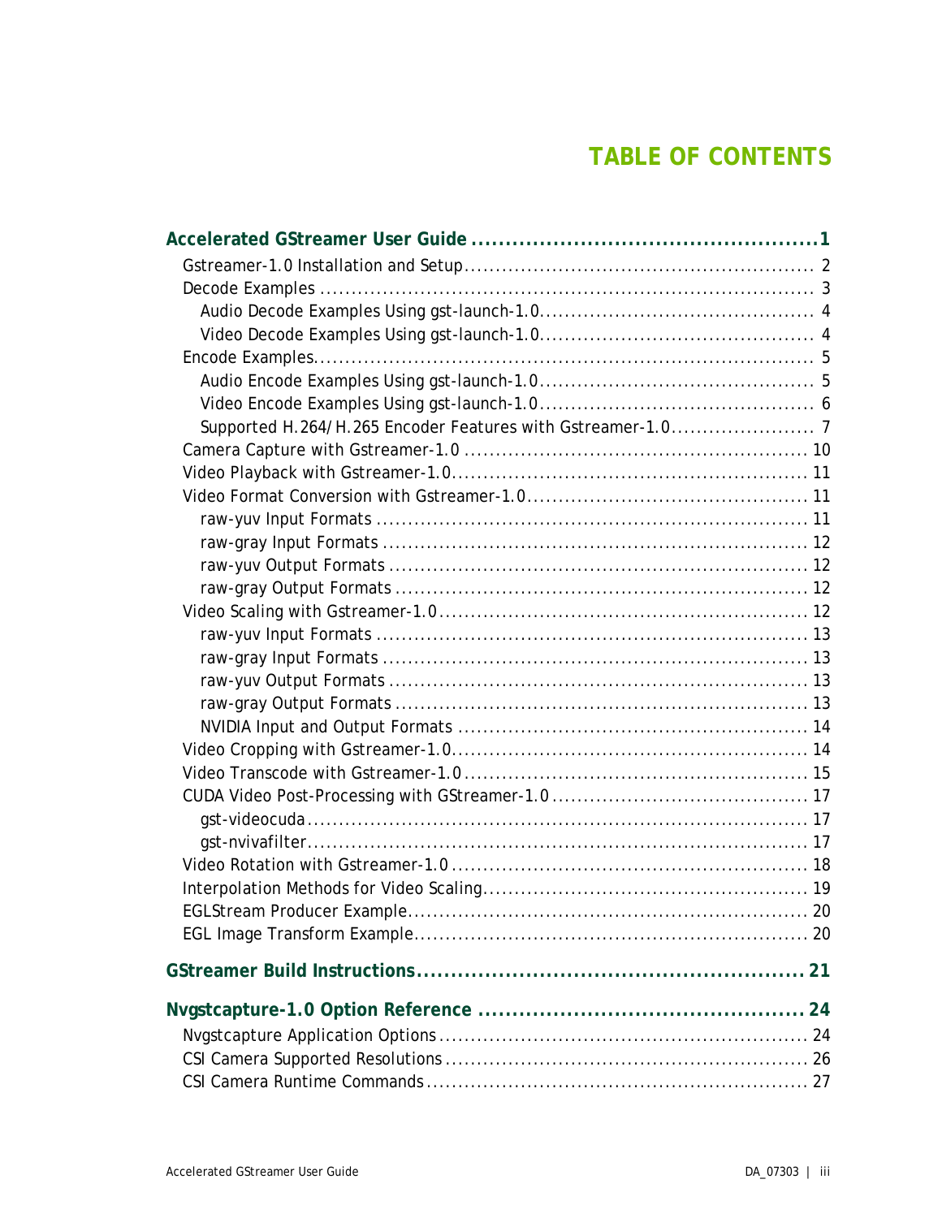# TABLE OF CONTENTS

**Accelerated GStreamer User Guide .................................................. 1**

- Gstreamer-1.0 Installation and Setup ........................................................ 2
- Decode Examples ............................................................................ 3
  - Audio Decode Examples Using gst-launch-1.0 ........................................... 4
  - Video Decode Examples Using gst-launch-1.0 ........................................... 4
- Encode Examples ............................................................................ 5
  - Audio Encode Examples Using gst-launch-1.0 ........................................... 5
  - Video Encode Examples Using gst-launch-1.0 ........................................... 6
  - Supported H.264/H.265 Encoder Features with Gstreamer-1.0 ....................... 7
- Camera Capture with Gstreamer-1.0 ...................................................... 10
- Video Playback with Gstreamer-1.0 ....................................................... 11
- Video Format Conversion with Gstreamer-1.0 ........................................... 11
  - raw-yuv Input Formats ................................................................... 11
  - raw-gray Input Formats .................................................................. 12
  - raw-yuv Output Formats ................................................................. 12
  - raw-gray Output Formats ................................................................ 12
- Video Scaling with Gstreamer-1.0 .......................................................... 12
  - raw-yuv Input Formats ................................................................... 13
  - raw-gray Input Formats .................................................................. 13
  - raw-yuv Output Formats ................................................................. 13
  - raw-gray Output Formats ................................................................ 13
  - NVIDIA Input and Output Formats ...................................................... 14
- Video Cropping with Gstreamer-1.0 ........................................................ 14
- Video Transcode with Gstreamer-1.0 ...................................................... 15
- CUDA Video Post-Processing with GStreamer-1.0 ........................................ 17
  - gst-videocuda ............................................................................. 17
  - gst-nvivafilter ............................................................................. 17
- Video Rotation with Gstreamer-1.0 ........................................................ 18
- Interpolation Methods for Video Scaling .................................................. 19
- EGLStream Producer Example ............................................................... 20
- EGL Image Transform Example .............................................................. 20

**GStreamer Build Instructions ........................................................ 21**

**Nvgstcapture-1.0 Option Reference ................................................ 24**

- Nvgstcapture Application Options .......................................................... 24
- CSI Camera Supported Resolutions ......................................................... 26
- CSI Camera Runtime Commands ............................................................ 27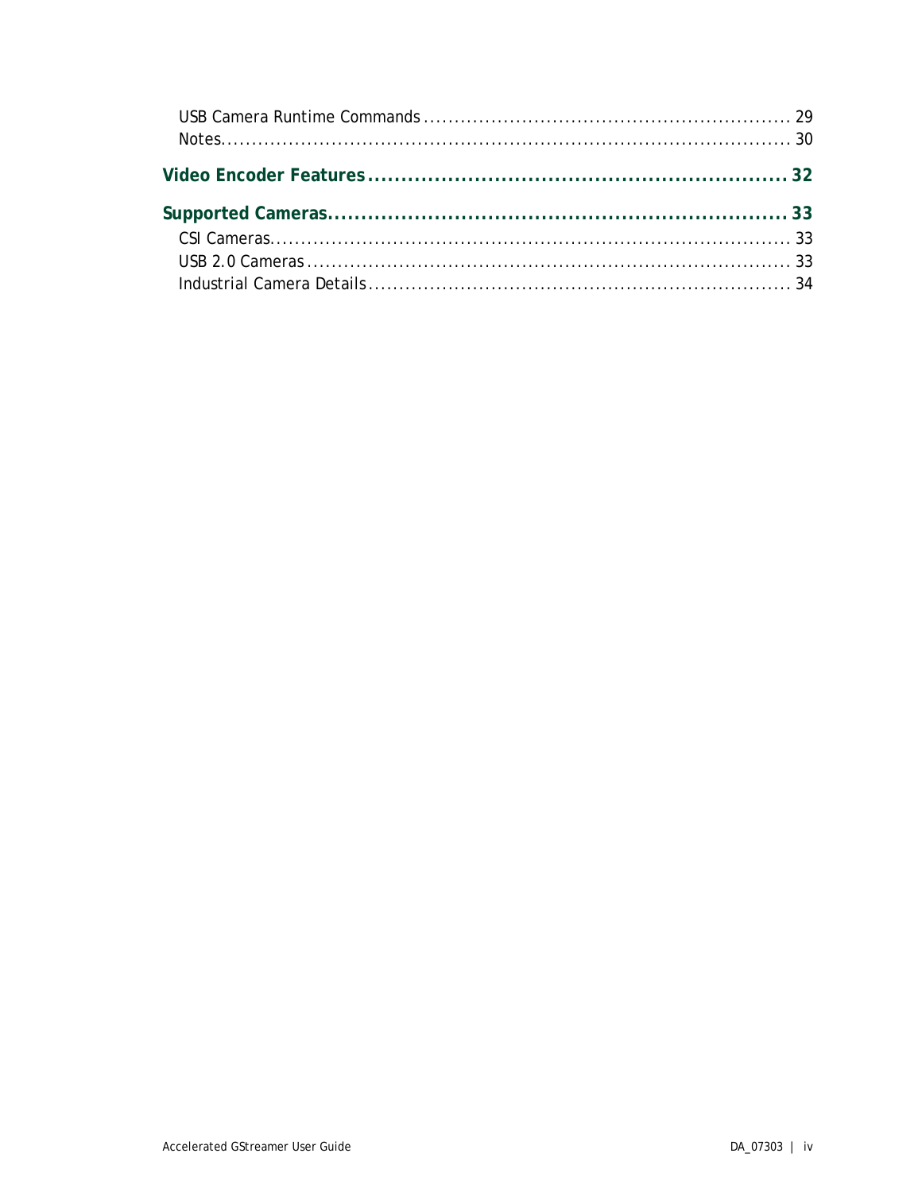USB Camera Runtime Commands ........................................................ 29
Notes.............................................................................................. 30

**Video Encoder Features............................................................. 32**

**Supported Cameras.................................................................... 33**

CSI Cameras.................................................................................... 33
USB 2.0 Cameras ............................................................................. 33
Industrial Camera Details .................................................................. 34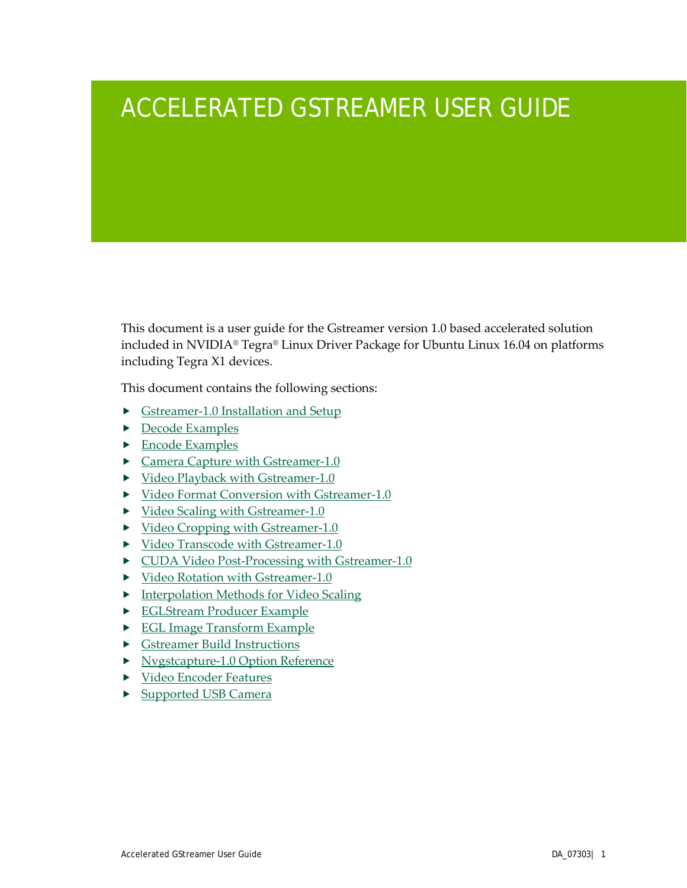# ACCELERATED GSTREAMER USER GUIDE

This document is a user guide for the Gstreamer version 1.0 based accelerated solution included in NVIDIA® Tegra® Linux Driver Package for Ubuntu Linux 16.04 on platforms including Tegra X1 devices.

This document contains the following sections:

- Gstreamer-1.0 Installation and Setup
- Decode Examples
- Encode Examples
- Camera Capture with Gstreamer-1.0
- Video Playback with Gstreamer-1.0
- Video Format Conversion with Gstreamer-1.0
- Video Scaling with Gstreamer-1.0
- Video Cropping with Gstreamer-1.0
- Video Transcode with Gstreamer-1.0
- CUDA Video Post-Processing with Gstreamer-1.0
- Video Rotation with Gstreamer-1.0
- Interpolation Methods for Video Scaling
- EGLStream Producer Example
- EGL Image Transform Example
- Gstreamer Build Instructions
- Nvgstcapture-1.0 Option Reference
- Video Encoder Features
- Supported USB Camera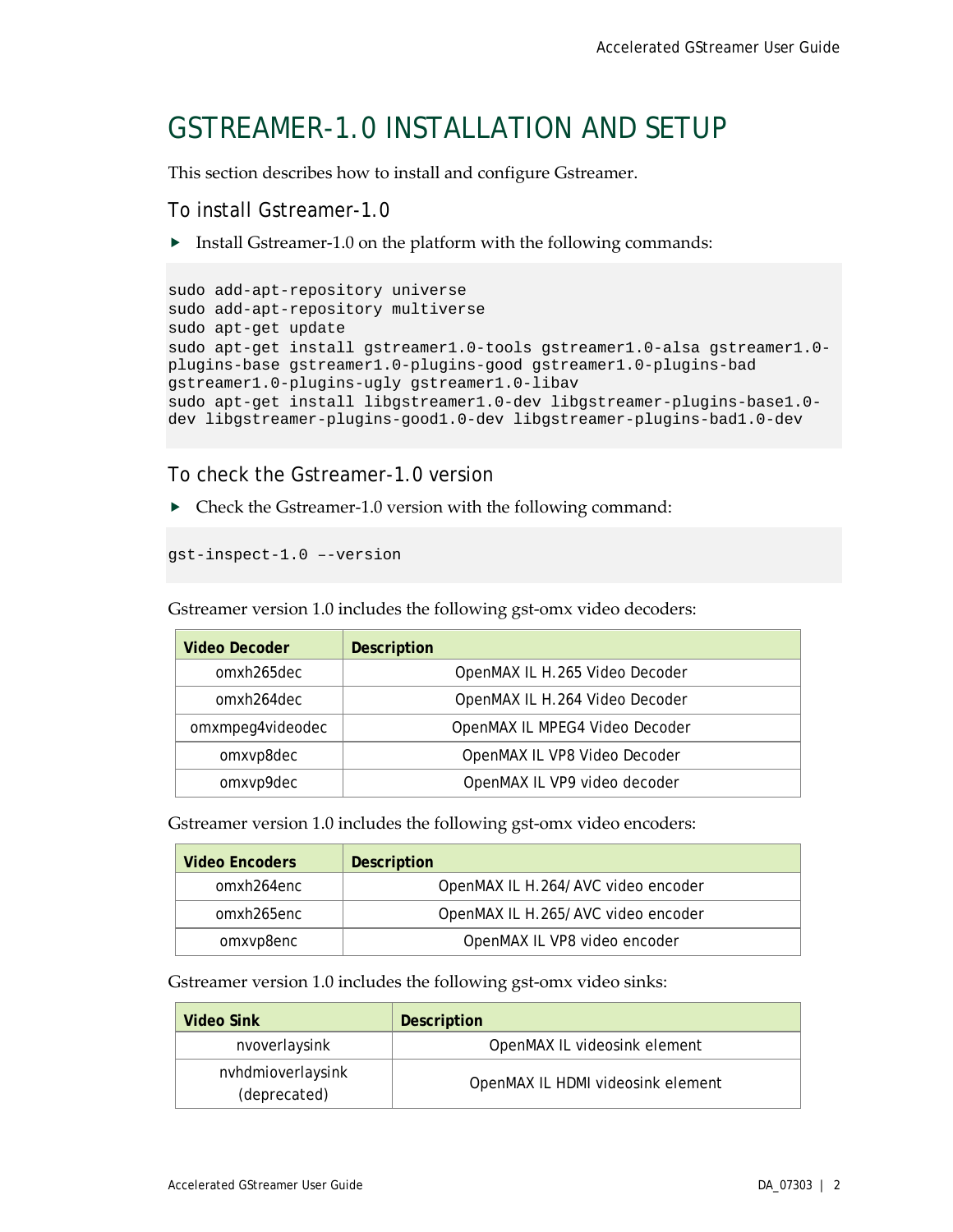# GSTREAMER-1.0 INSTALLATION AND SETUP

This section describes how to install and configure Gstreamer.

## To install Gstreamer-1.0

- Install Gstreamer-1.0 on the platform with the following commands:

```
sudo add-apt-repository universe
sudo add-apt-repository multiverse
sudo apt-get update
sudo apt-get install gstreamer1.0-tools gstreamer1.0-alsa gstreamer1.0-
plugins-base gstreamer1.0-plugins-good gstreamer1.0-plugins-bad
gstreamer1.0-plugins-ugly gstreamer1.0-libav
sudo apt-get install libgstreamer1.0-dev libgstreamer-plugins-base1.0-
dev libgstreamer-plugins-good1.0-dev libgstreamer-plugins-bad1.0-dev
```

## To check the Gstreamer-1.0 version

- Check the Gstreamer-1.0 version with the following command:

```
gst-inspect-1.0 ––version
```

Gstreamer version 1.0 includes the following gst-omx video decoders:

| Video Decoder | Description |
|---|---|
| omxh265dec | OpenMAX IL H.265 Video Decoder |
| omxh264dec | OpenMAX IL H.264 Video Decoder |
| omxmpeg4videodec | OpenMAX IL MPEG4 Video Decoder |
| omxvp8dec | OpenMAX IL VP8 Video Decoder |
| omxvp9dec | OpenMAX IL VP9 video decoder |

Gstreamer version 1.0 includes the following gst-omx video encoders:

| Video Encoders | Description |
|---|---|
| omxh264enc | OpenMAX IL H.264/AVC video encoder |
| omxh265enc | OpenMAX IL H.265/AVC video encoder |
| omxvp8enc | OpenMAX IL VP8 video encoder |

Gstreamer version 1.0 includes the following gst-omx video sinks:

| Video Sink | Description |
|---|---|
| nvoverlaysink | OpenMAX IL videosink element |
| nvhdmioverlaysink (deprecated) | OpenMAX IL HDMI videosink element |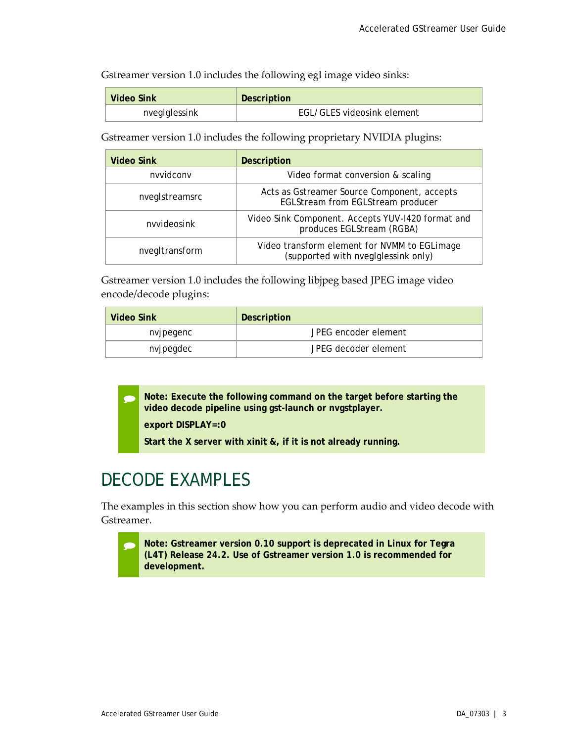Gstreamer version 1.0 includes the following egl image video sinks:

| Video Sink | Description |
| --- | --- |
| nveglglessink | EGL/GLES videosink element |

Gstreamer version 1.0 includes the following proprietary NVIDIA plugins:

| Video Sink | Description |
| --- | --- |
| nvvidconv | Video format conversion & scaling |
| nveglstreamsrc | Acts as Gstreamer Source Component, accepts EGLStream from EGLStream producer |
| nvvideosink | Video Sink Component. Accepts YUV-I420 format and produces EGLStream (RGBA) |
| nvegltransform | Video transform element for NVMM to EGLimage (supported with nveglglessink only) |

Gstreamer version 1.0 includes the following libjpeg based JPEG image video encode/decode plugins:

| Video Sink | Description |
| --- | --- |
| nvjpegenc | JPEG encoder element |
| nvjpegdec | JPEG decoder element |

> **Note: Execute the following command on the target before starting the video decode pipeline using gst-launch or nvgstplayer.**
>
> **export DISPLAY=:0**
>
> **Start the X server with xinit &, if it is not already running.**

# DECODE EXAMPLES

The examples in this section show how you can perform audio and video decode with Gstreamer.

> **Note: Gstreamer version 0.10 support is deprecated in Linux for Tegra (L4T) Release 24.2. Use of Gstreamer version 1.0 is recommended for development.**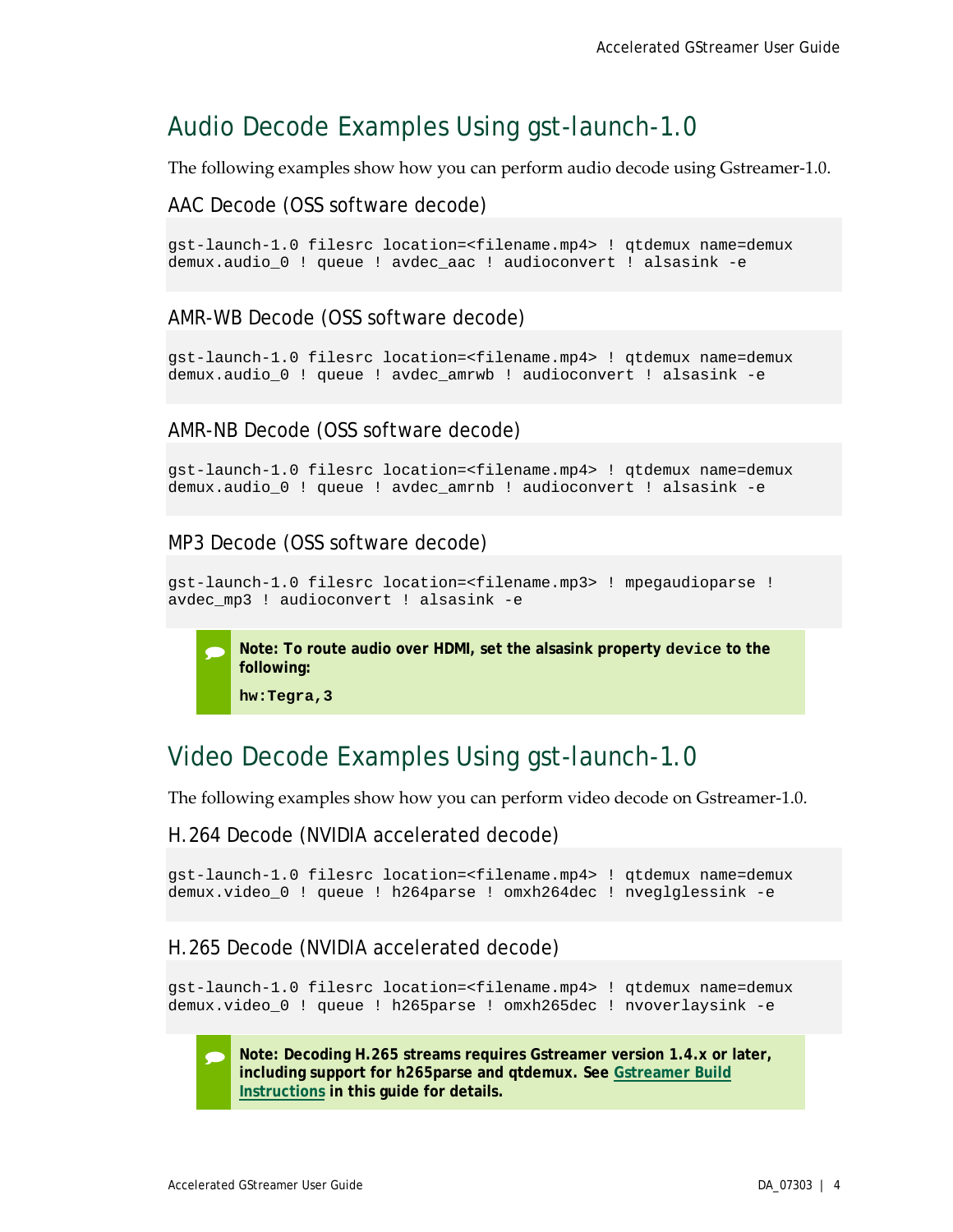## Audio Decode Examples Using gst-launch-1.0

The following examples show how you can perform audio decode using Gstreamer-1.0.

### AAC Decode (OSS software decode)

```
gst-launch-1.0 filesrc location=<filename.mp4> ! qtdemux name=demux
demux.audio_0 ! queue ! avdec_aac ! audioconvert ! alsasink -e
```

### AMR-WB Decode (OSS software decode)

```
gst-launch-1.0 filesrc location=<filename.mp4> ! qtdemux name=demux
demux.audio_0 ! queue ! avdec_amrwb ! audioconvert ! alsasink -e
```

### AMR-NB Decode (OSS software decode)

```
gst-launch-1.0 filesrc location=<filename.mp4> ! qtdemux name=demux
demux.audio_0 ! queue ! avdec_amrnb ! audioconvert ! alsasink -e
```

### MP3 Decode (OSS software decode)

```
gst-launch-1.0 filesrc location=<filename.mp3> ! mpegaudioparse !
avdec_mp3 ! audioconvert ! alsasink -e
```

> **Note: To route audio over HDMI, set the alsasink property `device` to the following:**
>
> **`hw:Tegra,3`**

## Video Decode Examples Using gst-launch-1.0

The following examples show how you can perform video decode on Gstreamer-1.0.

### H.264 Decode (NVIDIA accelerated decode)

```
gst-launch-1.0 filesrc location=<filename.mp4> ! qtdemux name=demux
demux.video_0 ! queue ! h264parse ! omxh264dec ! nveglglessink -e
```

### H.265 Decode (NVIDIA accelerated decode)

```
gst-launch-1.0 filesrc location=<filename.mp4> ! qtdemux name=demux
demux.video_0 ! queue ! h265parse ! omxh265dec ! nvoverlaysink -e
```

> **Note: Decoding H.265 streams requires Gstreamer version 1.4.x or later, including support for h265parse and qtdemux. See Gstreamer Build Instructions in this guide for details.**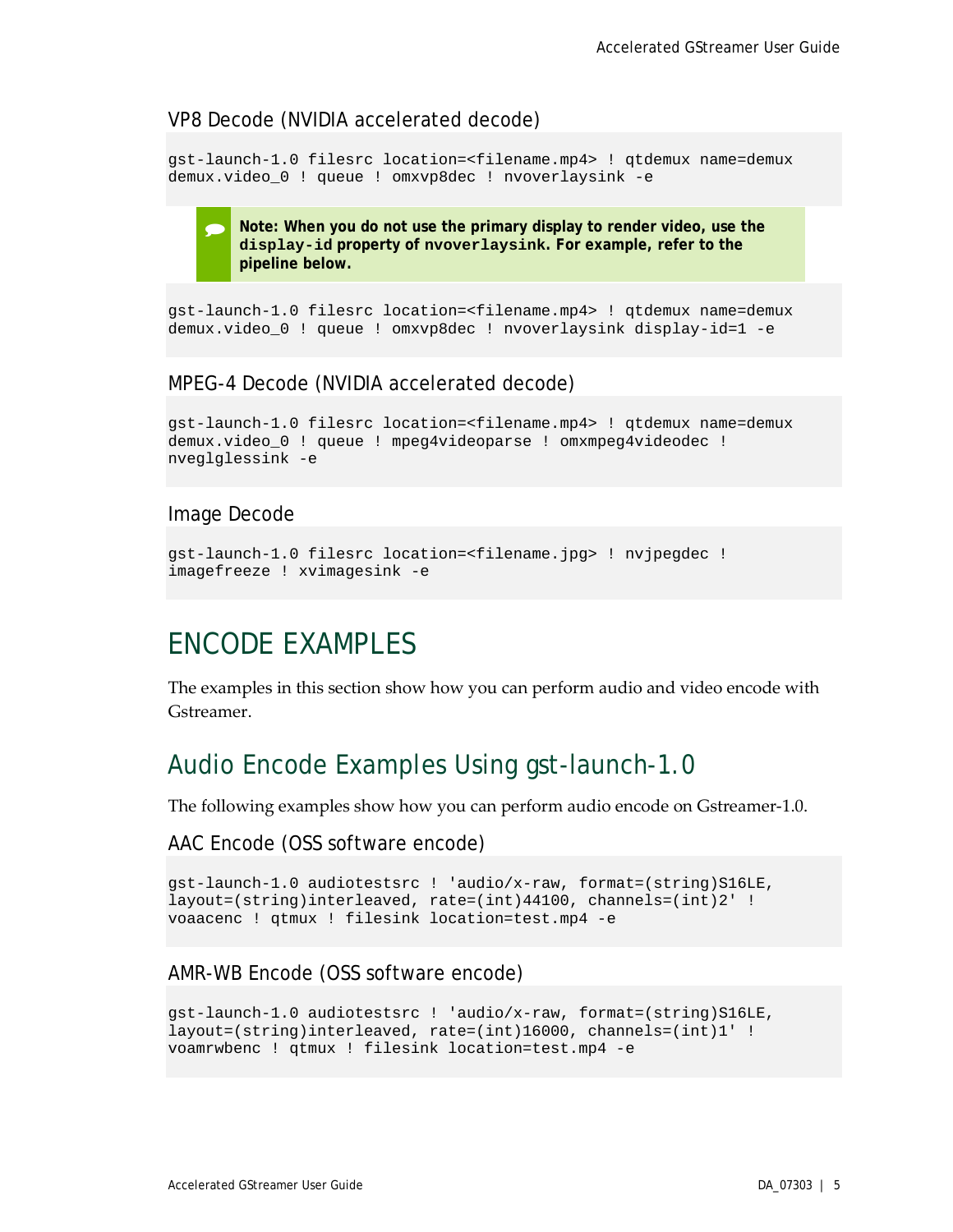### VP8 Decode (NVIDIA accelerated decode)

```
gst-launch-1.0 filesrc location=<filename.mp4> ! qtdemux name=demux
demux.video_0 ! queue ! omxvp8dec ! nvoverlaysink -e
```

> **Note: When you do not use the primary display to render video, use the `display-id` property of `nvoverlaysink`. For example, refer to the pipeline below.**

```
gst-launch-1.0 filesrc location=<filename.mp4> ! qtdemux name=demux
demux.video_0 ! queue ! omxvp8dec ! nvoverlaysink display-id=1 -e
```

### MPEG-4 Decode (NVIDIA accelerated decode)

```
gst-launch-1.0 filesrc location=<filename.mp4> ! qtdemux name=demux
demux.video_0 ! queue ! mpeg4videoparse ! omxmpeg4videodec !
nveglglessink -e
```

### Image Decode

```
gst-launch-1.0 filesrc location=<filename.jpg> ! nvjpegdec !
imagefreeze ! xvimagesink -e
```

# ENCODE EXAMPLES

The examples in this section show how you can perform audio and video encode with Gstreamer.

## Audio Encode Examples Using gst-launch-1.0

The following examples show how you can perform audio encode on Gstreamer-1.0.

### AAC Encode (OSS software encode)

```
gst-launch-1.0 audiotestsrc ! 'audio/x-raw, format=(string)S16LE,
layout=(string)interleaved, rate=(int)44100, channels=(int)2' !
voaacenc ! qtmux ! filesink location=test.mp4 -e
```

### AMR-WB Encode (OSS software encode)

```
gst-launch-1.0 audiotestsrc ! 'audio/x-raw, format=(string)S16LE,
layout=(string)interleaved, rate=(int)16000, channels=(int)1' !
voamrwbenc ! qtmux ! filesink location=test.mp4 -e
```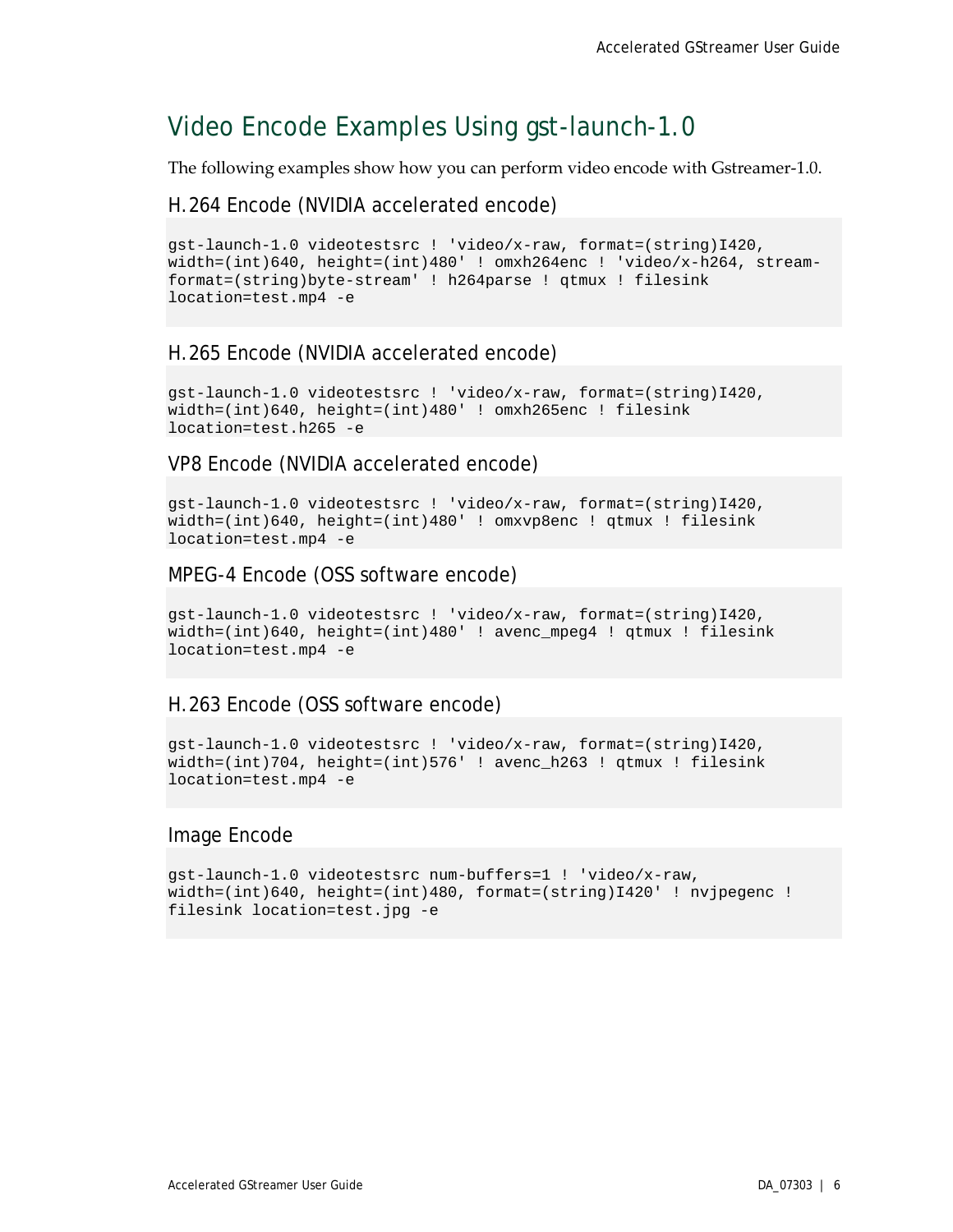# Video Encode Examples Using gst-launch-1.0

The following examples show how you can perform video encode with Gstreamer-1.0.

## H.264 Encode (NVIDIA accelerated encode)

```
gst-launch-1.0 videotestsrc ! 'video/x-raw, format=(string)I420,
width=(int)640, height=(int)480' ! omxh264enc ! 'video/x-h264, stream-
format=(string)byte-stream' ! h264parse ! qtmux ! filesink
location=test.mp4 -e
```

## H.265 Encode (NVIDIA accelerated encode)

```
gst-launch-1.0 videotestsrc ! 'video/x-raw, format=(string)I420,
width=(int)640, height=(int)480' ! omxh265enc ! filesink
location=test.h265 -e
```

## VP8 Encode (NVIDIA accelerated encode)

```
gst-launch-1.0 videotestsrc ! 'video/x-raw, format=(string)I420,
width=(int)640, height=(int)480' ! omxvp8enc ! qtmux ! filesink
location=test.mp4 -e
```

## MPEG-4 Encode (OSS software encode)

```
gst-launch-1.0 videotestsrc ! 'video/x-raw, format=(string)I420,
width=(int)640, height=(int)480' ! avenc_mpeg4 ! qtmux ! filesink
location=test.mp4 -e
```

## H.263 Encode (OSS software encode)

```
gst-launch-1.0 videotestsrc ! 'video/x-raw, format=(string)I420,
width=(int)704, height=(int)576' ! avenc_h263 ! qtmux ! filesink
location=test.mp4 -e
```

## Image Encode

```
gst-launch-1.0 videotestsrc num-buffers=1 ! 'video/x-raw,
width=(int)640, height=(int)480, format=(string)I420' ! nvjpegenc !
filesink location=test.jpg -e
```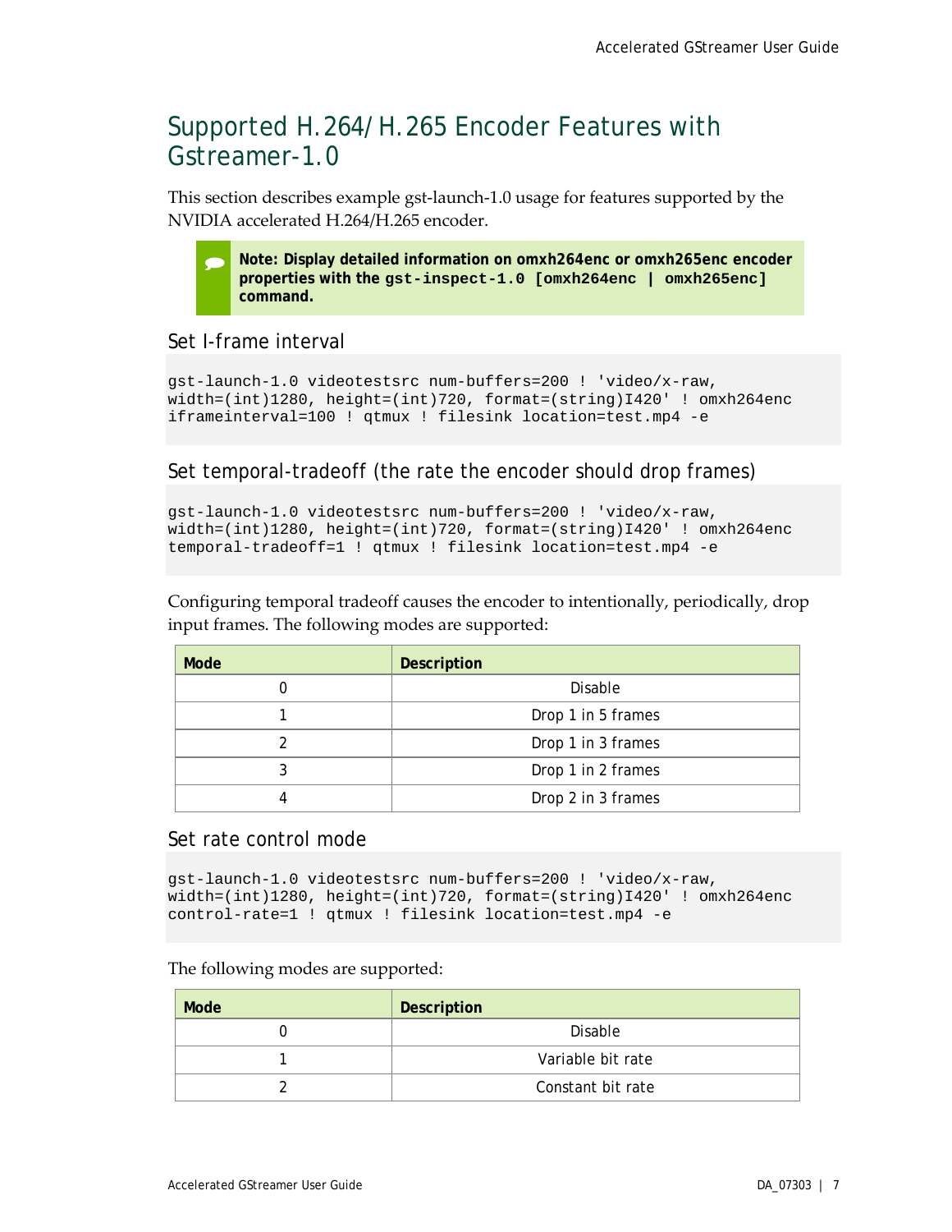# Supported H.264/H.265 Encoder Features with Gstreamer-1.0

This section describes example gst-launch-1.0 usage for features supported by the NVIDIA accelerated H.264/H.265 encoder.

> **Note: Display detailed information on omxh264enc or omxh265enc encoder properties with the `gst-inspect-1.0 [omxh264enc | omxh265enc]` command.**

## Set I-frame interval

```
gst-launch-1.0 videotestsrc num-buffers=200 ! 'video/x-raw,
width=(int)1280, height=(int)720, format=(string)I420' ! omxh264enc
iframeinterval=100 ! qtmux ! filesink location=test.mp4 -e
```

## Set temporal-tradeoff (the rate the encoder should drop frames)

```
gst-launch-1.0 videotestsrc num-buffers=200 ! 'video/x-raw,
width=(int)1280, height=(int)720, format=(string)I420' ! omxh264enc
temporal-tradeoff=1 ! qtmux ! filesink location=test.mp4 -e
```

Configuring temporal tradeoff causes the encoder to intentionally, periodically, drop input frames. The following modes are supported:

| Mode | Description |
|---|---|
| 0 | Disable |
| 1 | Drop 1 in 5 frames |
| 2 | Drop 1 in 3 frames |
| 3 | Drop 1 in 2 frames |
| 4 | Drop 2 in 3 frames |

## Set rate control mode

```
gst-launch-1.0 videotestsrc num-buffers=200 ! 'video/x-raw,
width=(int)1280, height=(int)720, format=(string)I420' ! omxh264enc
control-rate=1 ! qtmux ! filesink location=test.mp4 -e
```

The following modes are supported:

| Mode | Description |
|---|---|
| 0 | Disable |
| 1 | Variable bit rate |
| 2 | Constant bit rate |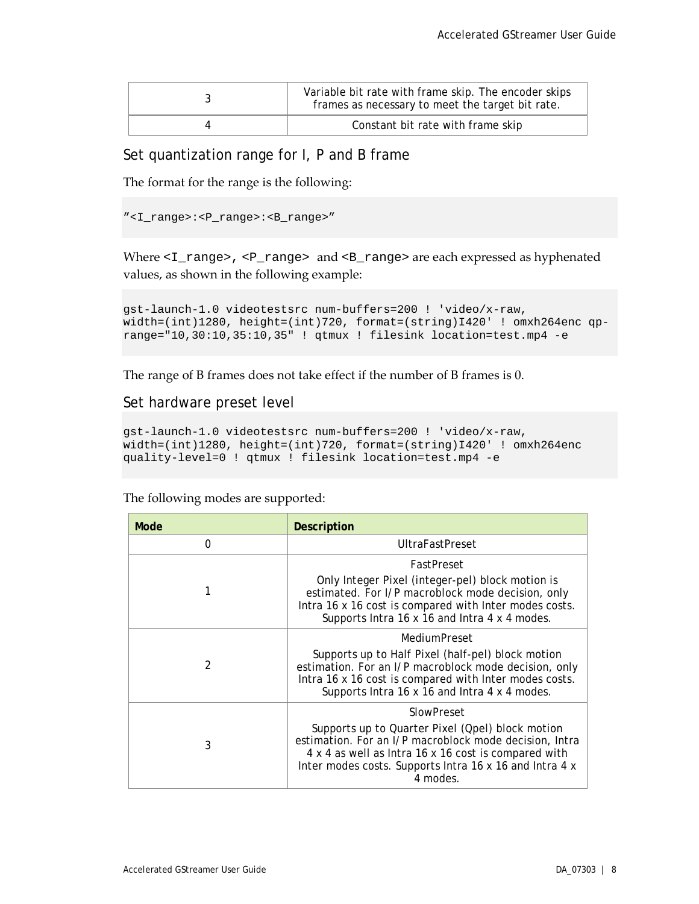| 3 | Variable bit rate with frame skip. The encoder skips frames as necessary to meet the target bit rate. |
| --- | --- |
| 4 | Constant bit rate with frame skip |

## Set quantization range for I, P and B frame

The format for the range is the following:

```
"<I_range>:<P_range>:<B_range>"
```

Where `<I_range>`, `<P_range>` and `<B_range>` are each expressed as hyphenated values, as shown in the following example:

```
gst-launch-1.0 videotestsrc num-buffers=200 ! 'video/x-raw,
width=(int)1280, height=(int)720, format=(string)I420' ! omxh264enc qp-
range="10,30:10,35:10,35" ! qtmux ! filesink location=test.mp4 -e
```

The range of B frames does not take effect if the number of B frames is 0.

## Set hardware preset level

```
gst-launch-1.0 videotestsrc num-buffers=200 ! 'video/x-raw,
width=(int)1280, height=(int)720, format=(string)I420' ! omxh264enc
quality-level=0 ! qtmux ! filesink location=test.mp4 -e
```

The following modes are supported:

| Mode | Description |
| --- | --- |
| 0 | UltraFastPreset |
| 1 | FastPreset<br>Only Integer Pixel (integer-pel) block motion is estimated. For I/P macroblock mode decision, only Intra 16 x 16 cost is compared with Inter modes costs. Supports Intra 16 x 16 and Intra 4 x 4 modes. |
| 2 | MediumPreset<br>Supports up to Half Pixel (half-pel) block motion estimation. For an I/P macroblock mode decision, only Intra 16 x 16 cost is compared with Inter modes costs. Supports Intra 16 x 16 and Intra 4 x 4 modes. |
| 3 | SlowPreset<br>Supports up to Quarter Pixel (Qpel) block motion estimation. For an I/P macroblock mode decision, Intra 4 x 4 as well as Intra 16 x 16 cost is compared with Inter modes costs. Supports Intra 16 x 16 and Intra 4 x 4 modes. |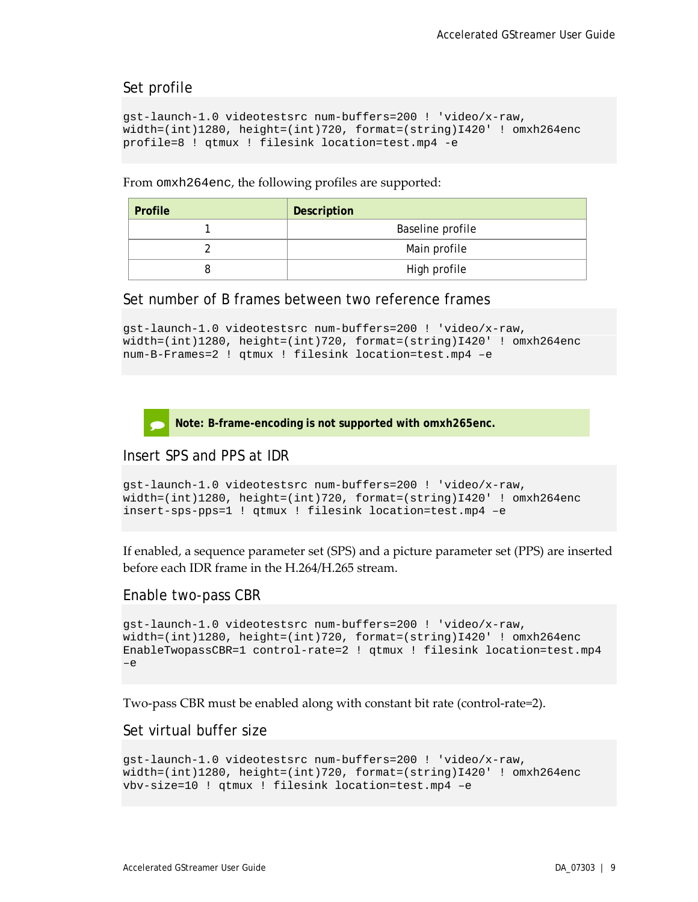### Set profile

```
gst-launch-1.0 videotestsrc num-buffers=200 ! 'video/x-raw,
width=(int)1280, height=(int)720, format=(string)I420' ! omxh264enc
profile=8 ! qtmux ! filesink location=test.mp4 -e
```

From `omxh264enc`, the following profiles are supported:

| Profile | Description |
|---|---|
| 1 | Baseline profile |
| 2 | Main profile |
| 8 | High profile |

### Set number of B frames between two reference frames

```
gst-launch-1.0 videotestsrc num-buffers=200 ! 'video/x-raw,
width=(int)1280, height=(int)720, format=(string)I420' ! omxh264enc
num-B-Frames=2 ! qtmux ! filesink location=test.mp4 –e
```

**Note: B-frame-encoding is not supported with omxh265enc.**

### Insert SPS and PPS at IDR

```
gst-launch-1.0 videotestsrc num-buffers=200 ! 'video/x-raw,
width=(int)1280, height=(int)720, format=(string)I420' ! omxh264enc
insert-sps-pps=1 ! qtmux ! filesink location=test.mp4 –e
```

If enabled, a sequence parameter set (SPS) and a picture parameter set (PPS) are inserted before each IDR frame in the H.264/H.265 stream.

### Enable two-pass CBR

```
gst-launch-1.0 videotestsrc num-buffers=200 ! 'video/x-raw,
width=(int)1280, height=(int)720, format=(string)I420' ! omxh264enc
EnableTwopassCBR=1 control-rate=2 ! qtmux ! filesink location=test.mp4
–e
```

Two-pass CBR must be enabled along with constant bit rate (control-rate=2).

### Set virtual buffer size

```
gst-launch-1.0 videotestsrc num-buffers=200 ! 'video/x-raw,
width=(int)1280, height=(int)720, format=(string)I420' ! omxh264enc
vbv-size=10 ! qtmux ! filesink location=test.mp4 –e
```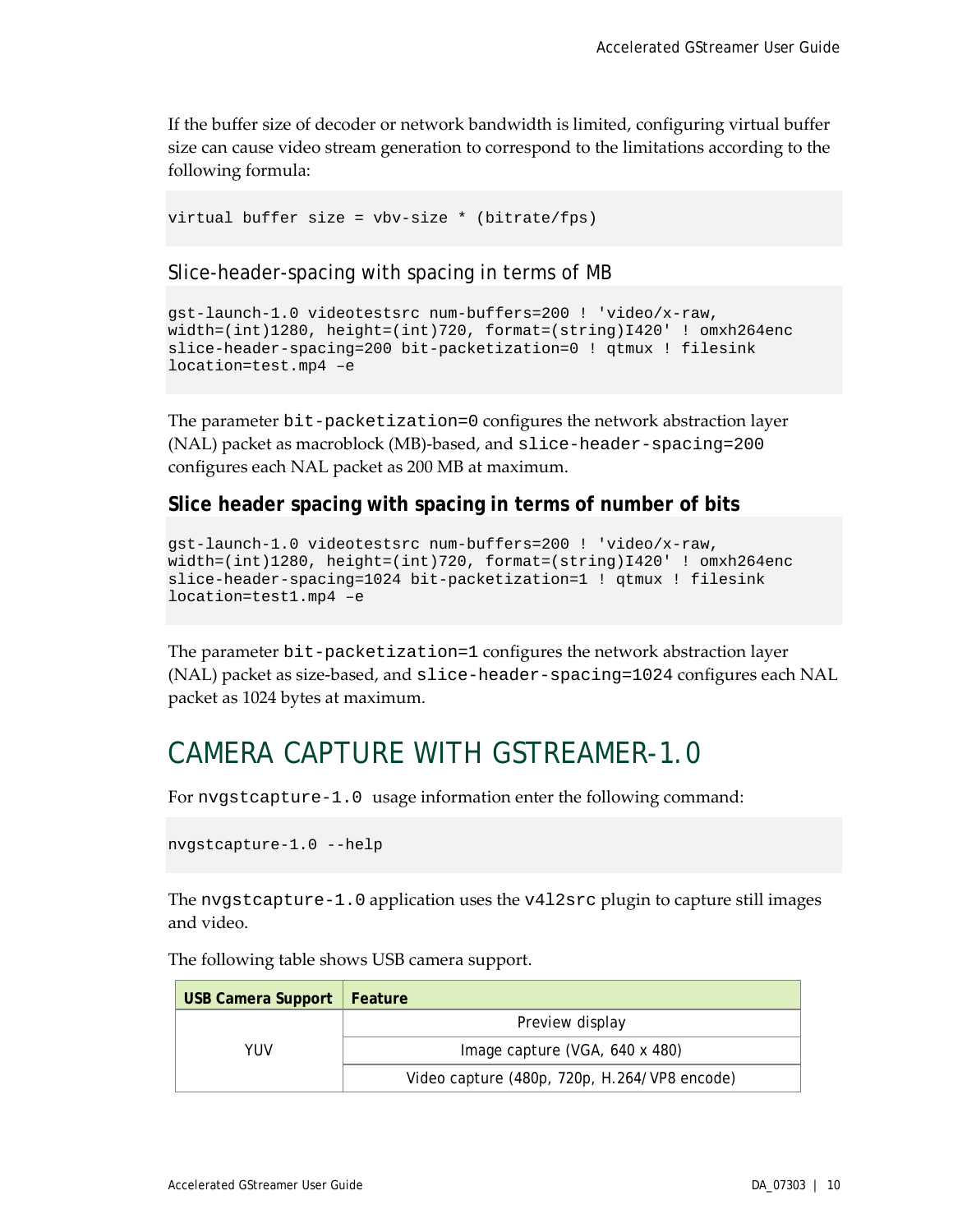If the buffer size of decoder or network bandwidth is limited, configuring virtual buffer size can cause video stream generation to correspond to the limitations according to the following formula:

```
virtual buffer size = vbv-size * (bitrate/fps)
```

### Slice-header-spacing with spacing in terms of MB

```
gst-launch-1.0 videotestsrc num-buffers=200 ! 'video/x-raw,
width=(int)1280, height=(int)720, format=(string)I420' ! omxh264enc
slice-header-spacing=200 bit-packetization=0 ! qtmux ! filesink
location=test.mp4 –e
```

The parameter `bit-packetization=0` configures the network abstraction layer (NAL) packet as macroblock (MB)-based, and `slice-header-spacing=200` configures each NAL packet as 200 MB at maximum.

### Slice header spacing with spacing in terms of number of bits

```
gst-launch-1.0 videotestsrc num-buffers=200 ! 'video/x-raw,
width=(int)1280, height=(int)720, format=(string)I420' ! omxh264enc
slice-header-spacing=1024 bit-packetization=1 ! qtmux ! filesink
location=test1.mp4 –e
```

The parameter `bit-packetization=1` configures the network abstraction layer (NAL) packet as size-based, and `slice-header-spacing=1024` configures each NAL packet as 1024 bytes at maximum.

# CAMERA CAPTURE WITH GSTREAMER-1.0

For `nvgstcapture-1.0` usage information enter the following command:

```
nvgstcapture-1.0 --help
```

The `nvgstcapture-1.0` application uses the `v4l2src` plugin to capture still images and video.

The following table shows USB camera support.

| USB Camera Support | Feature |
| --- | --- |
| YUV | Preview display |
| | Image capture (VGA, 640 x 480) |
| | Video capture (480p, 720p, H.264/VP8 encode) |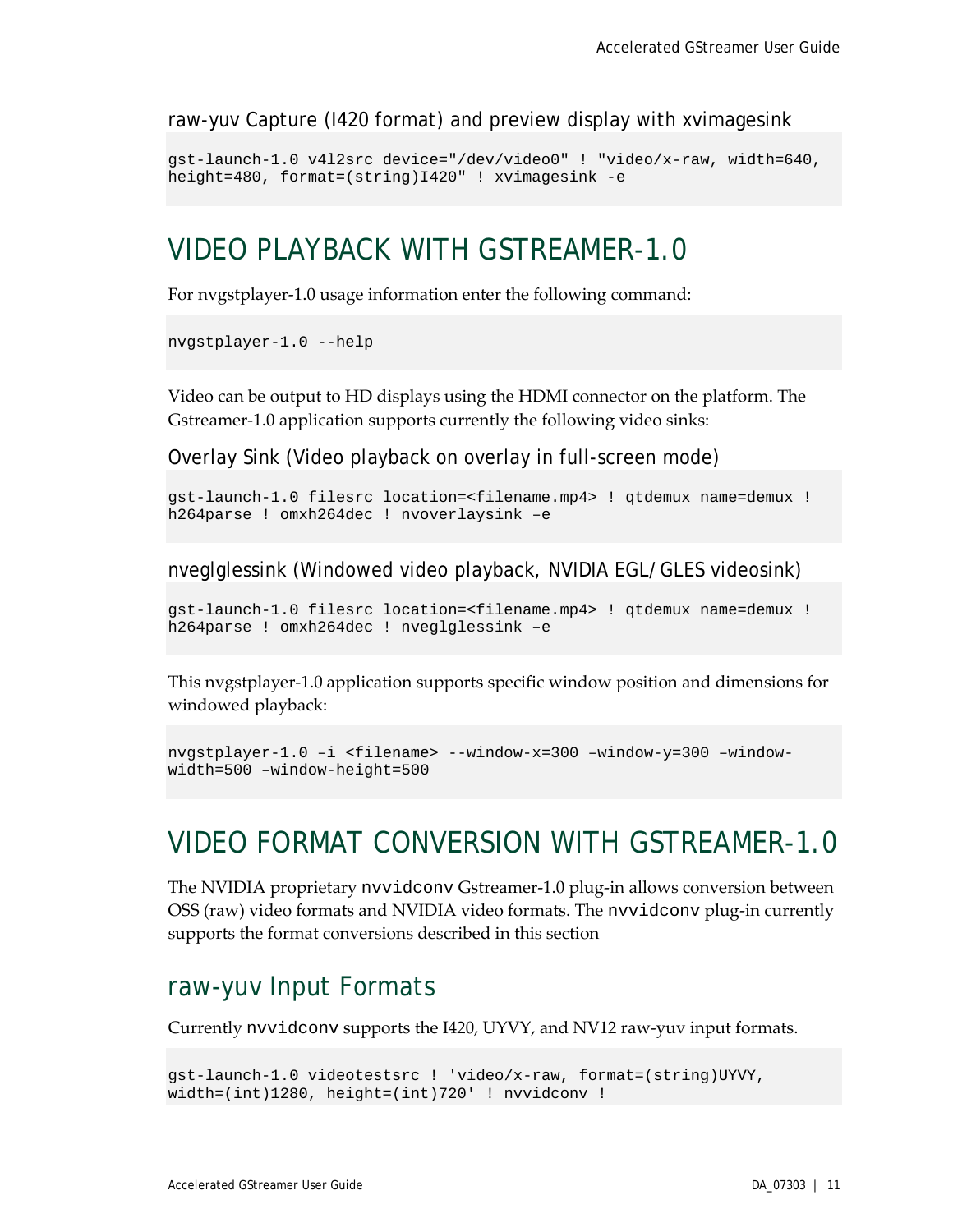### raw-yuv Capture (I420 format) and preview display with xvimagesink

```
gst-launch-1.0 v4l2src device="/dev/video0" ! "video/x-raw, width=640,
height=480, format=(string)I420" ! xvimagesink -e
```

## VIDEO PLAYBACK WITH GSTREAMER-1.0

For nvgstplayer-1.0 usage information enter the following command:

```
nvgstplayer-1.0 --help
```

Video can be output to HD displays using the HDMI connector on the platform. The Gstreamer-1.0 application supports currently the following video sinks:

### Overlay Sink (Video playback on overlay in full-screen mode)

```
gst-launch-1.0 filesrc location=<filename.mp4> ! qtdemux name=demux !
h264parse ! omxh264dec ! nvoverlaysink –e
```

### nveglglessink (Windowed video playback, NVIDIA EGL/GLES videosink)

```
gst-launch-1.0 filesrc location=<filename.mp4> ! qtdemux name=demux !
h264parse ! omxh264dec ! nveglglessink –e
```

This nvgstplayer-1.0 application supports specific window position and dimensions for windowed playback:

```
nvgstplayer-1.0 –i <filename> --window-x=300 –window-y=300 –window-
width=500 –window-height=500
```

## VIDEO FORMAT CONVERSION WITH GSTREAMER-1.0

The NVIDIA proprietary `nvvidconv` Gstreamer-1.0 plug-in allows conversion between OSS (raw) video formats and NVIDIA video formats. The `nvvidconv` plug-in currently supports the format conversions described in this section

### raw-yuv Input Formats

Currently `nvvidconv` supports the I420, UYVY, and NV12 raw-yuv input formats.

```
gst-launch-1.0 videotestsrc ! 'video/x-raw, format=(string)UYVY,
width=(int)1280, height=(int)720' ! nvvidconv !
```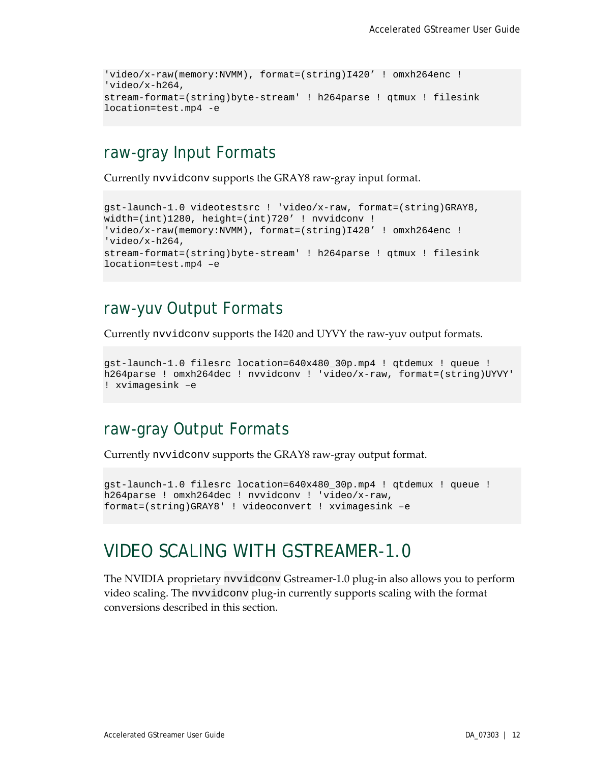```
'video/x-raw(memory:NVMM), format=(string)I420' ! omxh264enc !
'video/x-h264,
stream-format=(string)byte-stream' ! h264parse ! qtmux ! filesink
location=test.mp4 -e
```

## raw-gray Input Formats

Currently `nvvidconv` supports the GRAY8 raw-gray input format.

```
gst-launch-1.0 videotestsrc ! 'video/x-raw, format=(string)GRAY8,
width=(int)1280, height=(int)720' ! nvvidconv !
'video/x-raw(memory:NVMM), format=(string)I420' ! omxh264enc !
'video/x-h264,
stream-format=(string)byte-stream' ! h264parse ! qtmux ! filesink
location=test.mp4 –e
```

## raw-yuv Output Formats

Currently `nvvidconv` supports the I420 and UYVY the raw-yuv output formats.

```
gst-launch-1.0 filesrc location=640x480_30p.mp4 ! qtdemux ! queue !
h264parse ! omxh264dec ! nvvidconv ! 'video/x-raw, format=(string)UYVY'
! xvimagesink –e
```

## raw-gray Output Formats

Currently `nvvidconv` supports the GRAY8 raw-gray output format.

```
gst-launch-1.0 filesrc location=640x480_30p.mp4 ! qtdemux ! queue !
h264parse ! omxh264dec ! nvvidconv ! 'video/x-raw,
format=(string)GRAY8' ! videoconvert ! xvimagesink –e
```

# VIDEO SCALING WITH GSTREAMER-1.0

The NVIDIA proprietary `nvvidconv` Gstreamer-1.0 plug-in also allows you to perform video scaling. The `nvvidconv` plug-in currently supports scaling with the format conversions described in this section.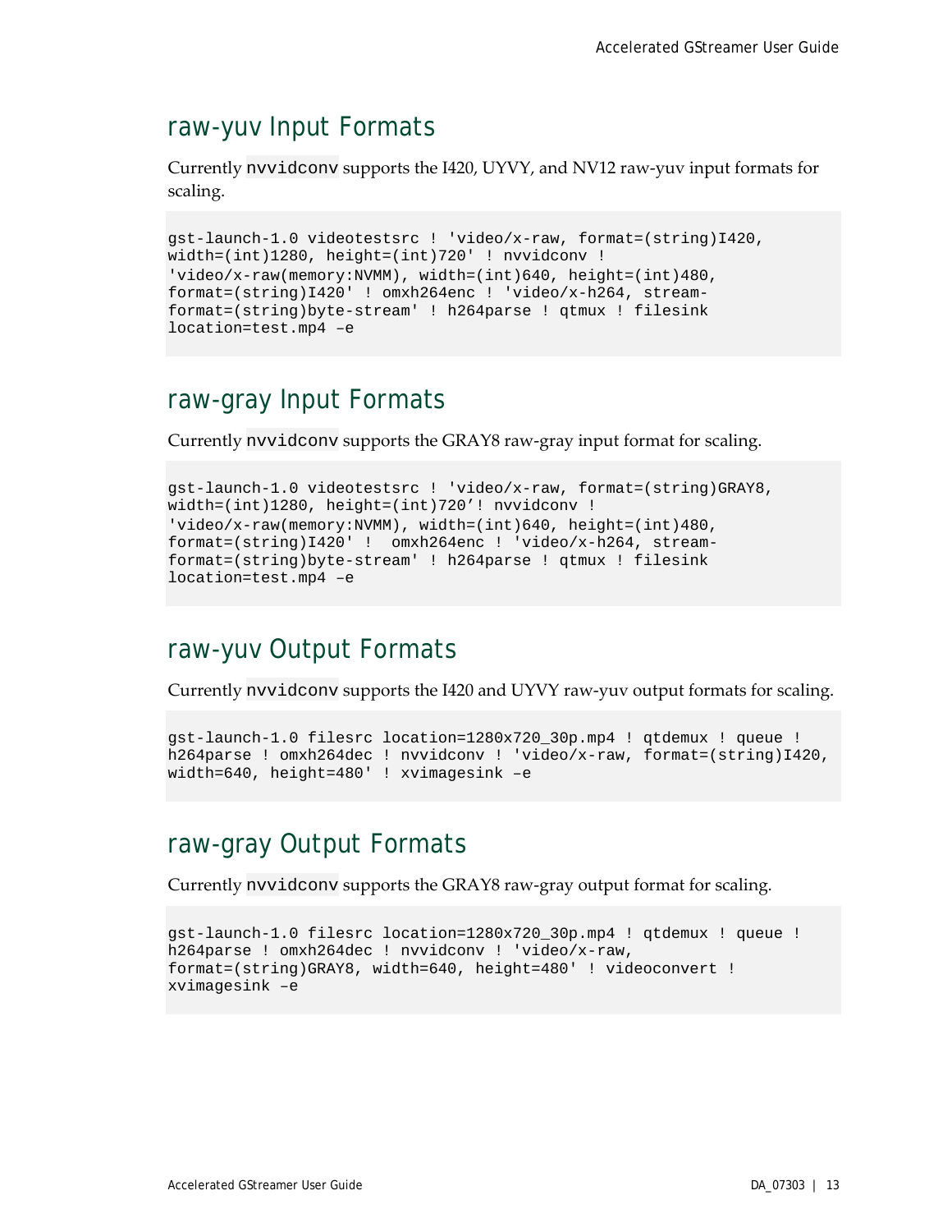## raw-yuv Input Formats

Currently `nvvidconv` supports the I420, UYVY, and NV12 raw-yuv input formats for scaling.

```
gst-launch-1.0 videotestsrc ! 'video/x-raw, format=(string)I420,
width=(int)1280, height=(int)720' ! nvvidconv !
'video/x-raw(memory:NVMM), width=(int)640, height=(int)480,
format=(string)I420' ! omxh264enc ! 'video/x-h264, stream-
format=(string)byte-stream' ! h264parse ! qtmux ! filesink
location=test.mp4 –e
```

## raw-gray Input Formats

Currently `nvvidconv` supports the GRAY8 raw-gray input format for scaling.

```
gst-launch-1.0 videotestsrc ! 'video/x-raw, format=(string)GRAY8,
width=(int)1280, height=(int)720’! nvvidconv !
'video/x-raw(memory:NVMM), width=(int)640, height=(int)480,
format=(string)I420' !  omxh264enc ! 'video/x-h264, stream-
format=(string)byte-stream' ! h264parse ! qtmux ! filesink
location=test.mp4 –e
```

## raw-yuv Output Formats

Currently `nvvidconv` supports the I420 and UYVY raw-yuv output formats for scaling.

```
gst-launch-1.0 filesrc location=1280x720_30p.mp4 ! qtdemux ! queue !
h264parse ! omxh264dec ! nvvidconv ! 'video/x-raw, format=(string)I420,
width=640, height=480' ! xvimagesink –e
```

## raw-gray Output Formats

Currently `nvvidconv` supports the GRAY8 raw-gray output format for scaling.

```
gst-launch-1.0 filesrc location=1280x720_30p.mp4 ! qtdemux ! queue !
h264parse ! omxh264dec ! nvvidconv ! 'video/x-raw,
format=(string)GRAY8, width=640, height=480' ! videoconvert !
xvimagesink –e
```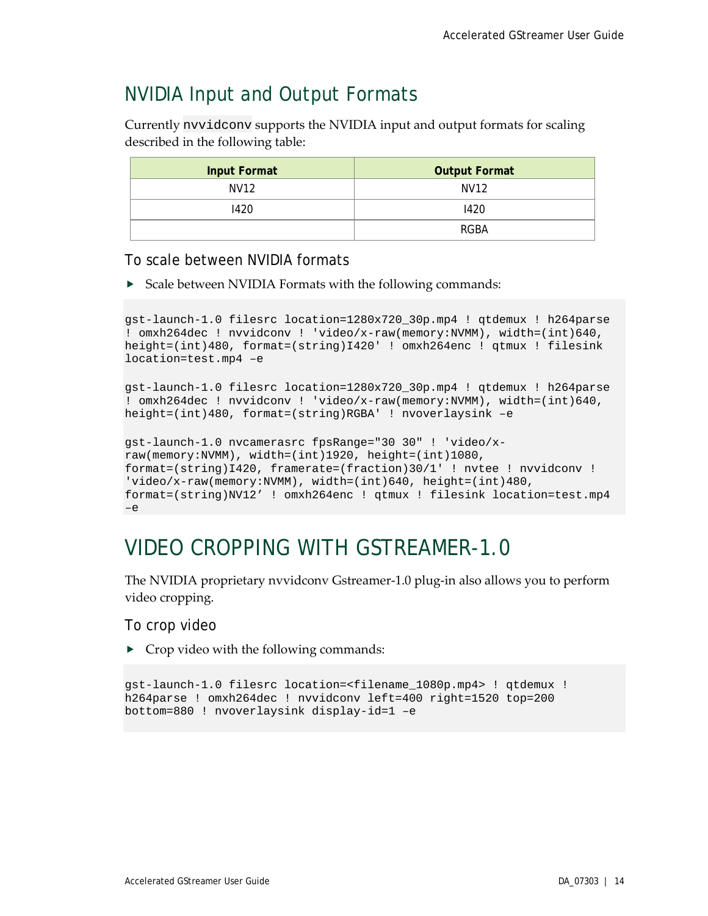## NVIDIA Input and Output Formats

Currently `nvvidconv` supports the NVIDIA input and output formats for scaling described in the following table:

| Input Format | Output Format |
|---|---|
| NV12 | NV12 |
| I420 | I420 |
| | RGBA |

### To scale between NVIDIA formats

- Scale between NVIDIA Formats with the following commands:

```
gst-launch-1.0 filesrc location=1280x720_30p.mp4 ! qtdemux ! h264parse
! omxh264dec ! nvvidconv ! 'video/x-raw(memory:NVMM), width=(int)640,
height=(int)480, format=(string)I420' ! omxh264enc ! qtmux ! filesink
location=test.mp4 –e

gst-launch-1.0 filesrc location=1280x720_30p.mp4 ! qtdemux ! h264parse
! omxh264dec ! nvvidconv ! 'video/x-raw(memory:NVMM), width=(int)640,
height=(int)480, format=(string)RGBA' ! nvoverlaysink –e

gst-launch-1.0 nvcamerasrc fpsRange="30 30" ! 'video/x-
raw(memory:NVMM), width=(int)1920, height=(int)1080,
format=(string)I420, framerate=(fraction)30/1' ! nvtee ! nvvidconv !
'video/x-raw(memory:NVMM), width=(int)640, height=(int)480,
format=(string)NV12’ ! omxh264enc ! qtmux ! filesink location=test.mp4
–e
```

# VIDEO CROPPING WITH GSTREAMER-1.0

The NVIDIA proprietary nvvidconv Gstreamer-1.0 plug-in also allows you to perform video cropping.

### To crop video

- Crop video with the following commands:

```
gst-launch-1.0 filesrc location=<filename_1080p.mp4> ! qtdemux !
h264parse ! omxh264dec ! nvvidconv left=400 right=1520 top=200
bottom=880 ! nvoverlaysink display-id=1 –e
```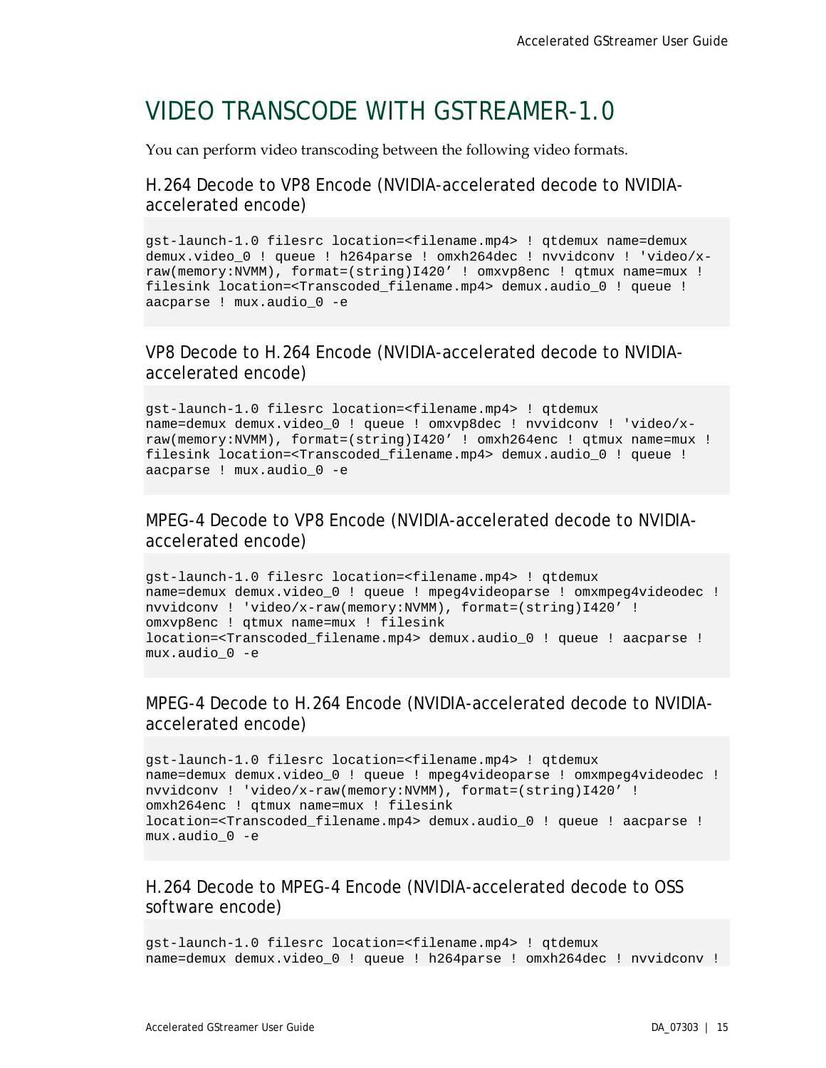# VIDEO TRANSCODE WITH GSTREAMER-1.0

You can perform video transcoding between the following video formats.

## H.264 Decode to VP8 Encode (NVIDIA-accelerated decode to NVIDIA-accelerated encode)

```
gst-launch-1.0 filesrc location=<filename.mp4> ! qtdemux name=demux
demux.video_0 ! queue ! h264parse ! omxh264dec ! nvvidconv ! 'video/x-
raw(memory:NVMM), format=(string)I420' ! omxvp8enc ! qtmux name=mux !
filesink location=<Transcoded_filename.mp4> demux.audio_0 ! queue !
aacparse ! mux.audio_0 -e
```

## VP8 Decode to H.264 Encode (NVIDIA-accelerated decode to NVIDIA-accelerated encode)

```
gst-launch-1.0 filesrc location=<filename.mp4> ! qtdemux
name=demux demux.video_0 ! queue ! omxvp8dec ! nvvidconv ! 'video/x-
raw(memory:NVMM), format=(string)I420' ! omxh264enc ! qtmux name=mux !
filesink location=<Transcoded_filename.mp4> demux.audio_0 ! queue !
aacparse ! mux.audio_0 -e
```

## MPEG-4 Decode to VP8 Encode (NVIDIA-accelerated decode to NVIDIA-accelerated encode)

```
gst-launch-1.0 filesrc location=<filename.mp4> ! qtdemux
name=demux demux.video_0 ! queue ! mpeg4videoparse ! omxmpeg4videodec !
nvvidconv ! 'video/x-raw(memory:NVMM), format=(string)I420' !
omxvp8enc ! qtmux name=mux ! filesink
location=<Transcoded_filename.mp4> demux.audio_0 ! queue ! aacparse !
mux.audio_0 -e
```

## MPEG-4 Decode to H.264 Encode (NVIDIA-accelerated decode to NVIDIA-accelerated encode)

```
gst-launch-1.0 filesrc location=<filename.mp4> ! qtdemux
name=demux demux.video_0 ! queue ! mpeg4videoparse ! omxmpeg4videodec !
nvvidconv ! 'video/x-raw(memory:NVMM), format=(string)I420' !
omxh264enc ! qtmux name=mux ! filesink
location=<Transcoded_filename.mp4> demux.audio_0 ! queue ! aacparse !
mux.audio_0 -e
```

## H.264 Decode to MPEG-4 Encode (NVIDIA-accelerated decode to OSS software encode)

```
gst-launch-1.0 filesrc location=<filename.mp4> ! qtdemux
name=demux demux.video_0 ! queue ! h264parse ! omxh264dec ! nvvidconv !
```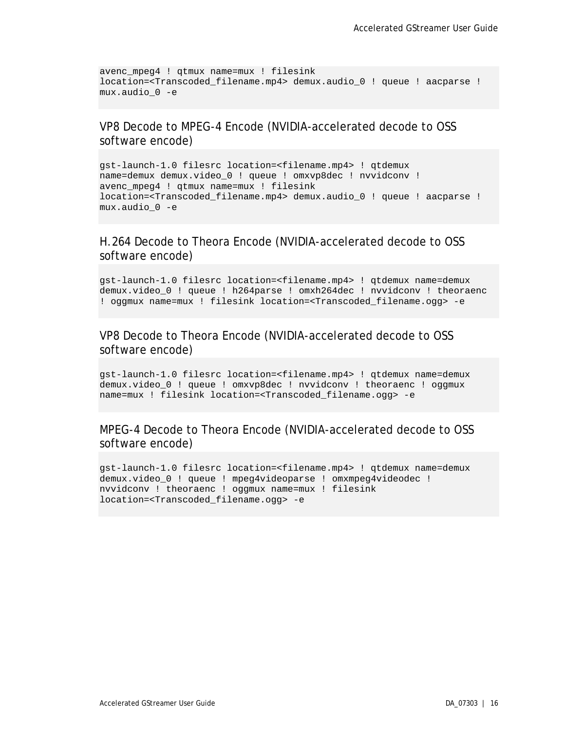```
avenc_mpeg4 ! qtmux name=mux ! filesink
location=<Transcoded_filename.mp4> demux.audio_0 ! queue ! aacparse !
mux.audio_0 -e
```

### VP8 Decode to MPEG-4 Encode (NVIDIA-accelerated decode to OSS software encode)

```
gst-launch-1.0 filesrc location=<filename.mp4> ! qtdemux
name=demux demux.video_0 ! queue ! omxvp8dec ! nvvidconv !
avenc_mpeg4 ! qtmux name=mux ! filesink
location=<Transcoded_filename.mp4> demux.audio_0 ! queue ! aacparse !
mux.audio_0 -e
```

### H.264 Decode to Theora Encode (NVIDIA-accelerated decode to OSS software encode)

```
gst-launch-1.0 filesrc location=<filename.mp4> ! qtdemux name=demux
demux.video_0 ! queue ! h264parse ! omxh264dec ! nvvidconv ! theoraenc
! oggmux name=mux ! filesink location=<Transcoded_filename.ogg> -e
```

### VP8 Decode to Theora Encode (NVIDIA-accelerated decode to OSS software encode)

```
gst-launch-1.0 filesrc location=<filename.mp4> ! qtdemux name=demux
demux.video_0 ! queue ! omxvp8dec ! nvvidconv ! theoraenc ! oggmux
name=mux ! filesink location=<Transcoded_filename.ogg> -e
```

### MPEG-4 Decode to Theora Encode (NVIDIA-accelerated decode to OSS software encode)

```
gst-launch-1.0 filesrc location=<filename.mp4> ! qtdemux name=demux
demux.video_0 ! queue ! mpeg4videoparse ! omxmpeg4videodec !
nvvidconv ! theoraenc ! oggmux name=mux ! filesink
location=<Transcoded_filename.ogg> -e
```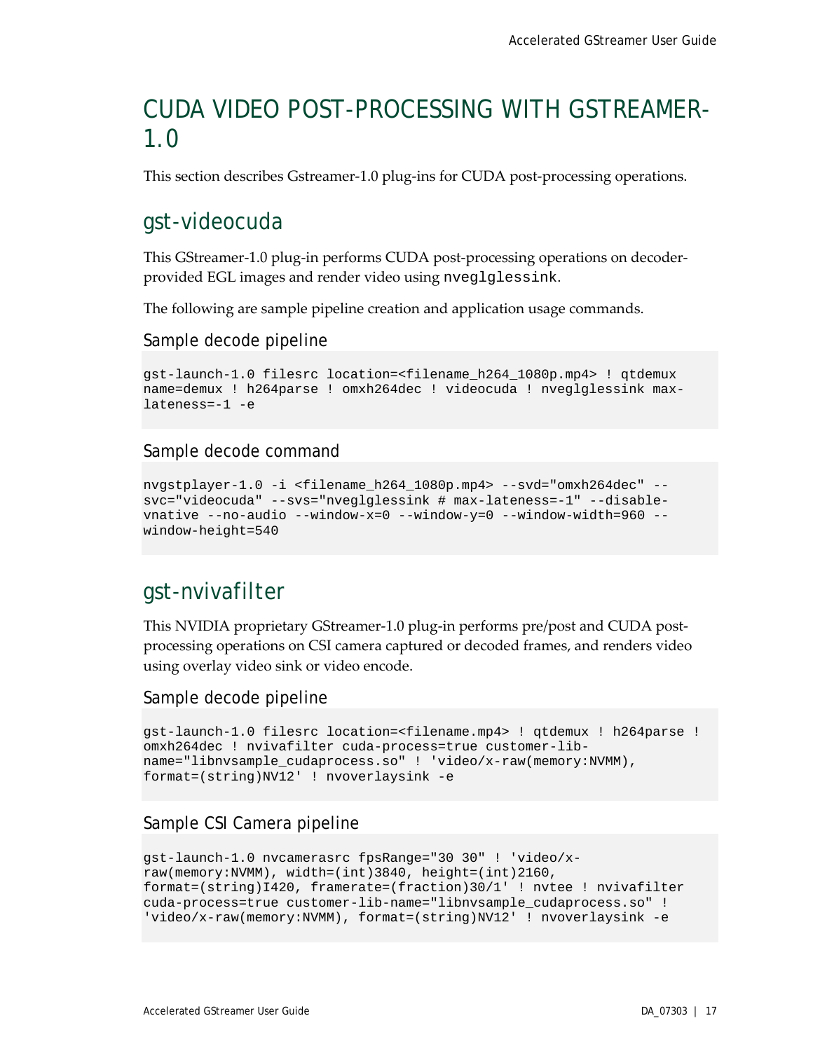# CUDA VIDEO POST-PROCESSING WITH GSTREAMER-1.0

This section describes Gstreamer-1.0 plug-ins for CUDA post-processing operations.

## gst-videocuda

This GStreamer-1.0 plug-in performs CUDA post-processing operations on decoder-provided EGL images and render video using `nveglglessink`.

The following are sample pipeline creation and application usage commands.

### Sample decode pipeline

```
gst-launch-1.0 filesrc location=<filename_h264_1080p.mp4> ! qtdemux
name=demux ! h264parse ! omxh264dec ! videocuda ! nveglglessink max-
lateness=-1 -e
```

### Sample decode command

```
nvgstplayer-1.0 -i <filename_h264_1080p.mp4> --svd="omxh264dec" --
svc="videocuda" --svs="nveglglessink # max-lateness=-1" --disable-
vnative --no-audio --window-x=0 --window-y=0 --window-width=960 --
window-height=540
```

## gst-nvivafilter

This NVIDIA proprietary GStreamer-1.0 plug-in performs pre/post and CUDA post-processing operations on CSI camera captured or decoded frames, and renders video using overlay video sink or video encode.

### Sample decode pipeline

```
gst-launch-1.0 filesrc location=<filename.mp4> ! qtdemux ! h264parse !
omxh264dec ! nvivafilter cuda-process=true customer-lib-
name="libnvsample_cudaprocess.so" ! 'video/x-raw(memory:NVMM),
format=(string)NV12' ! nvoverlaysink -e
```

### Sample CSI Camera pipeline

```
gst-launch-1.0 nvcamerasrc fpsRange="30 30" ! 'video/x-
raw(memory:NVMM), width=(int)3840, height=(int)2160,
format=(string)I420, framerate=(fraction)30/1' ! nvtee ! nvivafilter
cuda-process=true customer-lib-name="libnvsample_cudaprocess.so" !
'video/x-raw(memory:NVMM), format=(string)NV12' ! nvoverlaysink -e
```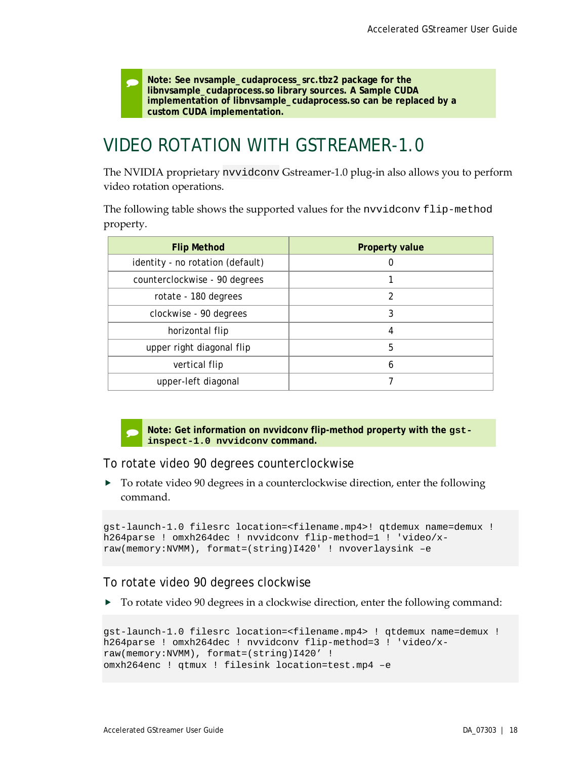> **Note: See nvsample_cudaprocess_src.tbz2 package for the libnvsample_cudaprocess.so library sources. A Sample CUDA implementation of libnvsample_cudaprocess.so can be replaced by a custom CUDA implementation.**

# VIDEO ROTATION WITH GSTREAMER-1.0

The NVIDIA proprietary `nvvidconv` Gstreamer-1.0 plug-in also allows you to perform video rotation operations.

The following table shows the supported values for the `nvvidconv` `flip-method` property.

| Flip Method | Property value |
|---|---|
| identity - no rotation (default) | 0 |
| counterclockwise - 90 degrees | 1 |
| rotate - 180 degrees | 2 |
| clockwise - 90 degrees | 3 |
| horizontal flip | 4 |
| upper right diagonal flip | 5 |
| vertical flip | 6 |
| upper-left diagonal | 7 |

> **Note: Get information on nvvidconv flip-method property with the `gst-inspect-1.0 nvvidconv` command.**

### To rotate video 90 degrees counterclockwise

- To rotate video 90 degrees in a counterclockwise direction, enter the following command.

```
gst-launch-1.0 filesrc location=<filename.mp4>! qtdemux name=demux !
h264parse ! omxh264dec ! nvvidconv flip-method=1 ! 'video/x-
raw(memory:NVMM), format=(string)I420' ! nvoverlaysink –e
```

### To rotate video 90 degrees clockwise

- To rotate video 90 degrees in a clockwise direction, enter the following command:

```
gst-launch-1.0 filesrc location=<filename.mp4> ! qtdemux name=demux !
h264parse ! omxh264dec ! nvvidconv flip-method=3 ! 'video/x-
raw(memory:NVMM), format=(string)I420’ !
omxh264enc ! qtmux ! filesink location=test.mp4 –e
```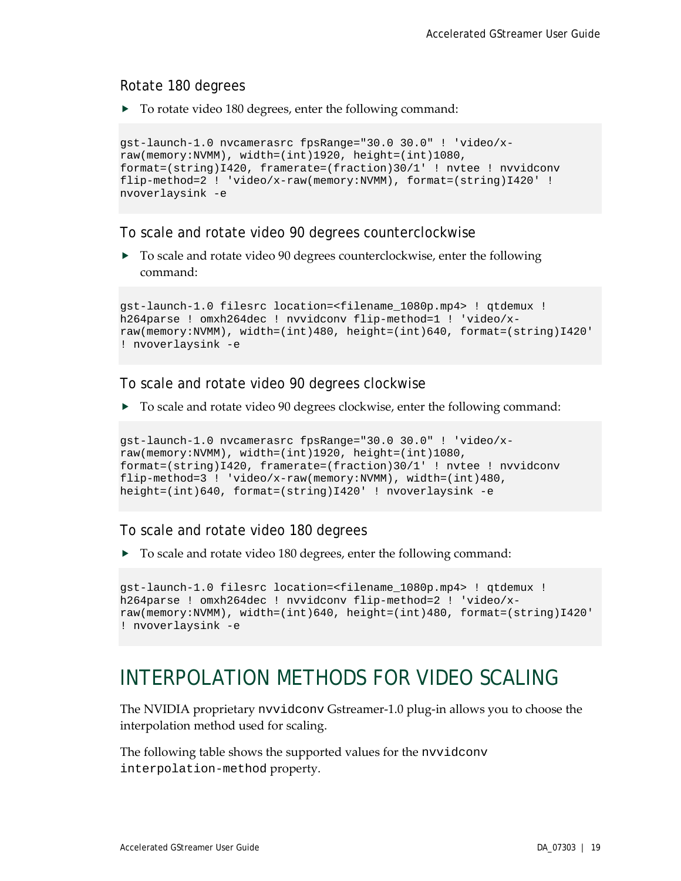### Rotate 180 degrees

- To rotate video 180 degrees, enter the following command:

```
gst-launch-1.0 nvcamerasrc fpsRange="30.0 30.0" ! 'video/x-
raw(memory:NVMM), width=(int)1920, height=(int)1080,
format=(string)I420, framerate=(fraction)30/1' ! nvtee ! nvvidconv
flip-method=2 ! 'video/x-raw(memory:NVMM), format=(string)I420' !
nvoverlaysink -e
```

### To scale and rotate video 90 degrees counterclockwise

- To scale and rotate video 90 degrees counterclockwise, enter the following command:

```
gst-launch-1.0 filesrc location=<filename_1080p.mp4> ! qtdemux !
h264parse ! omxh264dec ! nvvidconv flip-method=1 ! 'video/x-
raw(memory:NVMM), width=(int)480, height=(int)640, format=(string)I420'
! nvoverlaysink -e
```

### To scale and rotate video 90 degrees clockwise

- To scale and rotate video 90 degrees clockwise, enter the following command:

```
gst-launch-1.0 nvcamerasrc fpsRange="30.0 30.0" ! 'video/x-
raw(memory:NVMM), width=(int)1920, height=(int)1080,
format=(string)I420, framerate=(fraction)30/1' ! nvtee ! nvvidconv
flip-method=3 ! 'video/x-raw(memory:NVMM), width=(int)480,
height=(int)640, format=(string)I420' ! nvoverlaysink -e
```

### To scale and rotate video 180 degrees

- To scale and rotate video 180 degrees, enter the following command:

```
gst-launch-1.0 filesrc location=<filename_1080p.mp4> ! qtdemux !
h264parse ! omxh264dec ! nvvidconv flip-method=2 ! 'video/x-
raw(memory:NVMM), width=(int)640, height=(int)480, format=(string)I420'
! nvoverlaysink -e
```

## INTERPOLATION METHODS FOR VIDEO SCALING

The NVIDIA proprietary `nvvidconv` Gstreamer-1.0 plug-in allows you to choose the interpolation method used for scaling.

The following table shows the supported values for the `nvvidconv` `interpolation-method` property.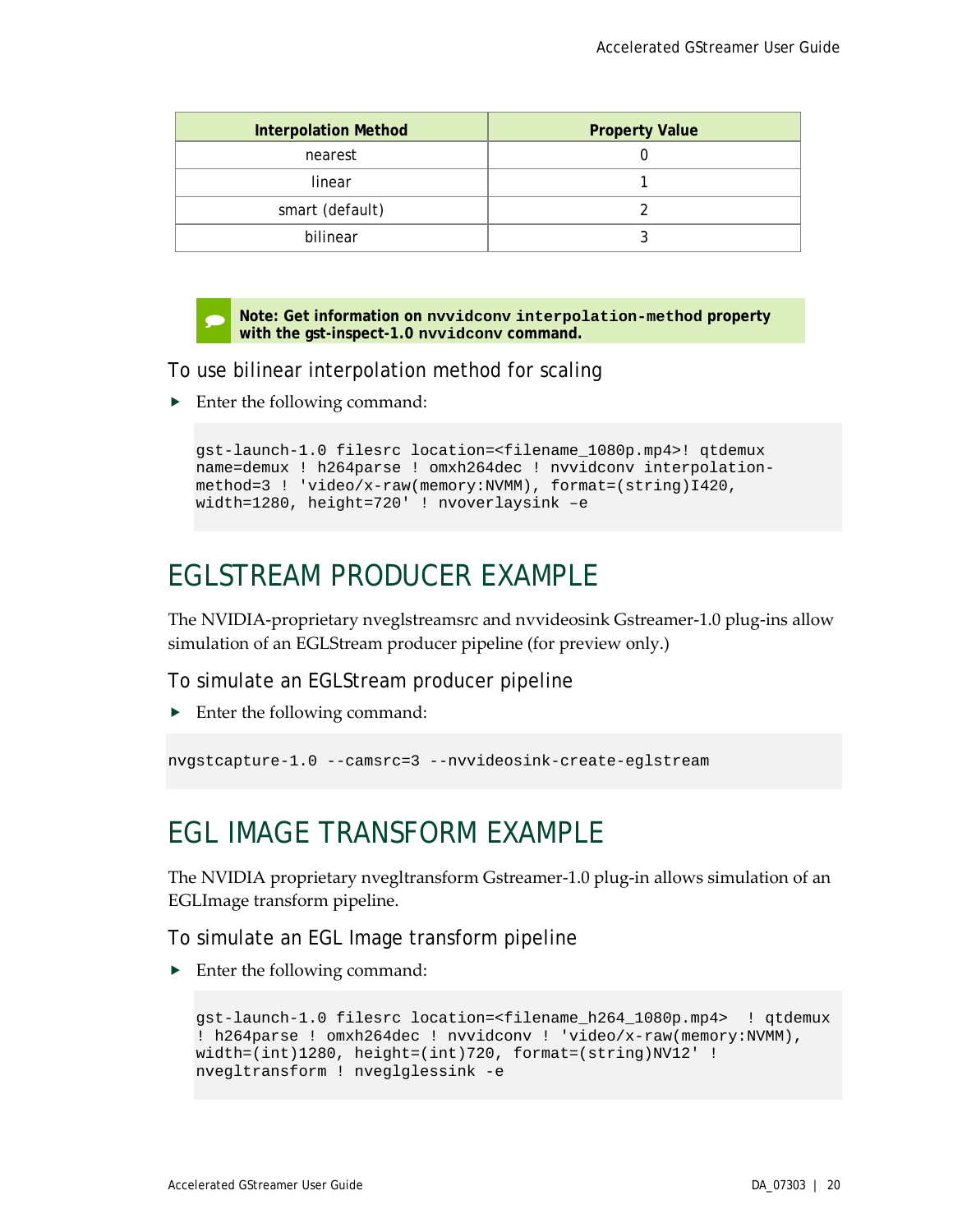| Interpolation Method | Property Value |
| --- | --- |
| nearest | 0 |
| linear | 1 |
| smart (default) | 2 |
| bilinear | 3 |

> **Note: Get information on nvvidconv interpolation-method property with the gst-inspect-1.0 nvvidconv command.**

### To use bilinear interpolation method for scaling

- Enter the following command:

```
gst-launch-1.0 filesrc location=<filename_1080p.mp4>! qtdemux
name=demux ! h264parse ! omxh264dec ! nvvidconv interpolation-
method=3 ! 'video/x-raw(memory:NVMM), format=(string)I420,
width=1280, height=720' ! nvoverlaysink –e
```

## EGLSTREAM PRODUCER EXAMPLE

The NVIDIA-proprietary nveglstreamsrc and nvvideosink Gstreamer-1.0 plug-ins allow simulation of an EGLStream producer pipeline (for preview only.)

### To simulate an EGLStream producer pipeline

- Enter the following command:

```
nvgstcapture-1.0 --camsrc=3 --nvvideosink-create-eglstream
```

## EGL IMAGE TRANSFORM EXAMPLE

The NVIDIA proprietary nvegltransform Gstreamer-1.0 plug-in allows simulation of an EGLImage transform pipeline.

### To simulate an EGL Image transform pipeline

- Enter the following command:

```
gst-launch-1.0 filesrc location=<filename_h264_1080p.mp4>  ! qtdemux
! h264parse ! omxh264dec ! nvvidconv ! 'video/x-raw(memory:NVMM),
width=(int)1280, height=(int)720, format=(string)NV12' !
nvegltransform ! nveglglessink -e
```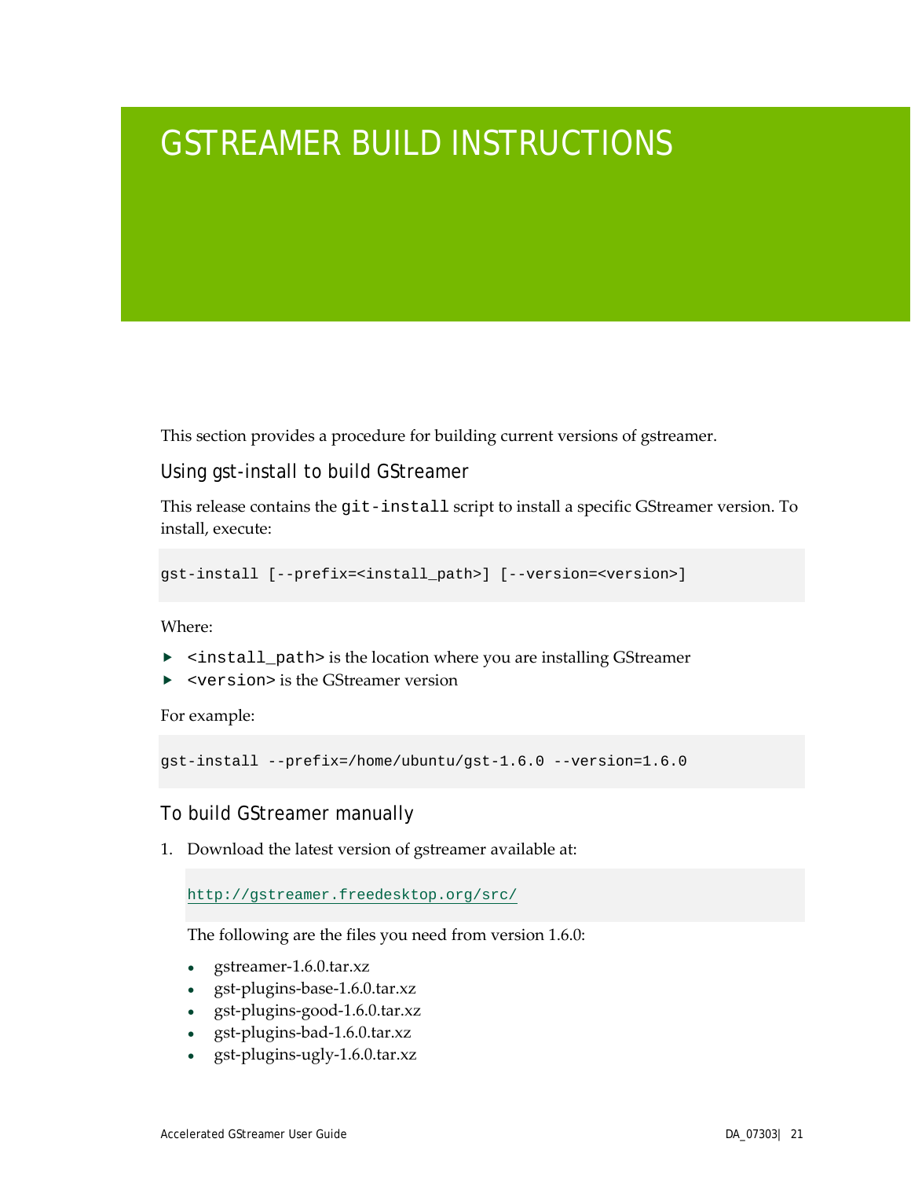# GSTREAMER BUILD INSTRUCTIONS

This section provides a procedure for building current versions of gstreamer.

## Using gst-install to build GStreamer

This release contains the `git-install` script to install a specific GStreamer version. To install, execute:

```
gst-install [--prefix=<install_path>] [--version=<version>]
```

Where:

- `<install_path>` is the location where you are installing GStreamer
- `<version>` is the GStreamer version

For example:

```
gst-install --prefix=/home/ubuntu/gst-1.6.0 --version=1.6.0
```

## To build GStreamer manually

1. Download the latest version of gstreamer available at:

   ```
   http://gstreamer.freedesktop.org/src/
   ```

   The following are the files you need from version 1.6.0:

   - gstreamer-1.6.0.tar.xz
   - gst-plugins-base-1.6.0.tar.xz
   - gst-plugins-good-1.6.0.tar.xz
   - gst-plugins-bad-1.6.0.tar.xz
   - gst-plugins-ugly-1.6.0.tar.xz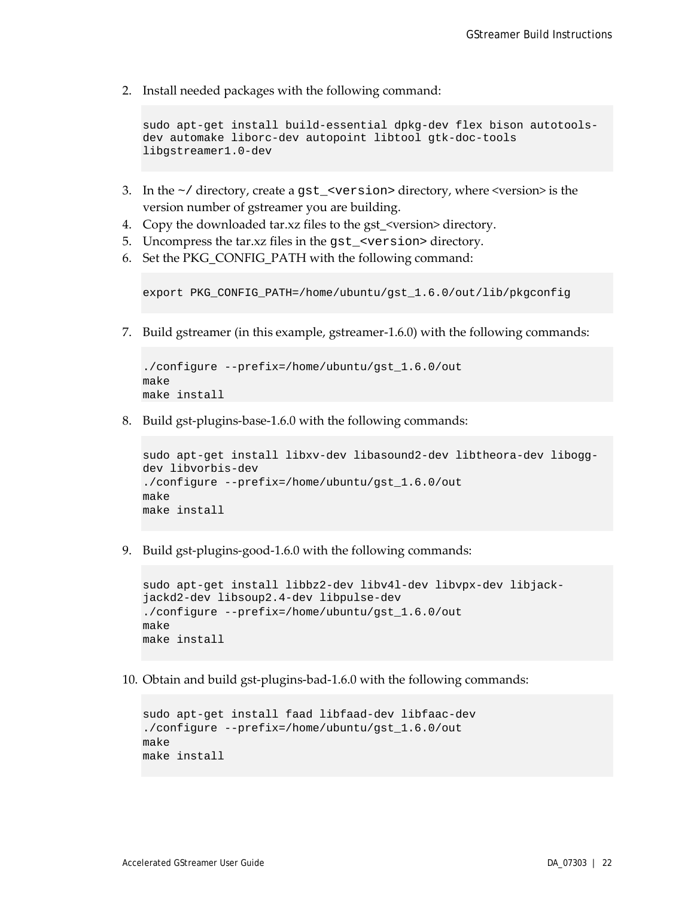2. Install needed packages with the following command:

```
sudo apt-get install build-essential dpkg-dev flex bison autotools-
dev automake liborc-dev autopoint libtool gtk-doc-tools
libgstreamer1.0-dev
```

3. In the `~/` directory, create a `gst_<version>` directory, where <version> is the version number of gstreamer you are building.
4. Copy the downloaded tar.xz files to the gst_<version> directory.
5. Uncompress the tar.xz files in the `gst_<version>` directory.
6. Set the PKG_CONFIG_PATH with the following command:

```
export PKG_CONFIG_PATH=/home/ubuntu/gst_1.6.0/out/lib/pkgconfig
```

7. Build gstreamer (in this example, gstreamer-1.6.0) with the following commands:

```
./configure --prefix=/home/ubuntu/gst_1.6.0/out
make
make install
```

8. Build gst-plugins-base-1.6.0 with the following commands:

```
sudo apt-get install libxv-dev libasound2-dev libtheora-dev libogg-
dev libvorbis-dev
./configure --prefix=/home/ubuntu/gst_1.6.0/out
make
make install
```

9. Build gst-plugins-good-1.6.0 with the following commands:

```
sudo apt-get install libbz2-dev libv4l-dev libvpx-dev libjack-
jackd2-dev libsoup2.4-dev libpulse-dev
./configure --prefix=/home/ubuntu/gst_1.6.0/out
make
make install
```

10. Obtain and build gst-plugins-bad-1.6.0 with the following commands:

```
sudo apt-get install faad libfaad-dev libfaac-dev
./configure --prefix=/home/ubuntu/gst_1.6.0/out
make
make install
```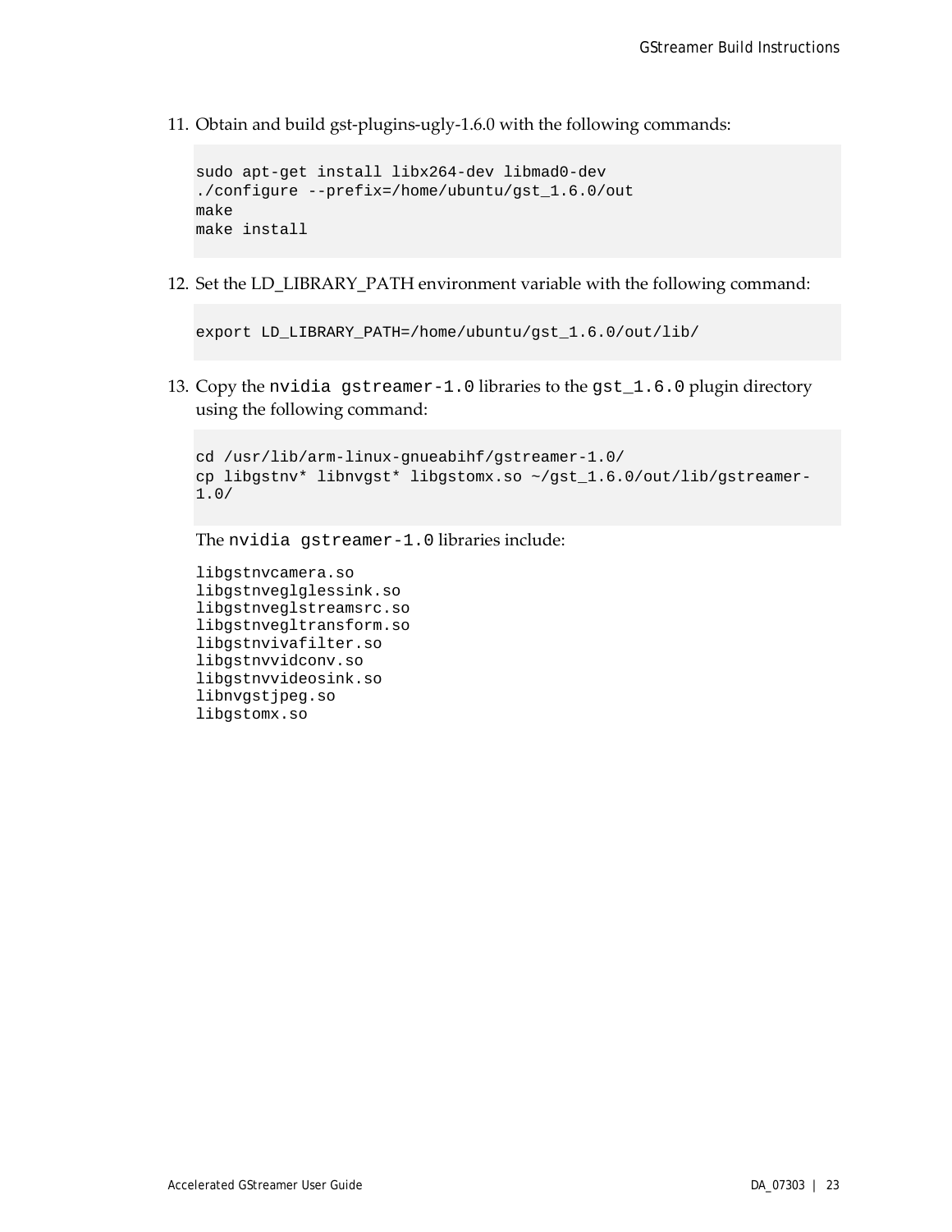11. Obtain and build gst-plugins-ugly-1.6.0 with the following commands:

```
sudo apt-get install libx264-dev libmad0-dev
./configure --prefix=/home/ubuntu/gst_1.6.0/out
make
make install
```

12. Set the LD_LIBRARY_PATH environment variable with the following command:

```
export LD_LIBRARY_PATH=/home/ubuntu/gst_1.6.0/out/lib/
```

13. Copy the `nvidia gstreamer-1.0` libraries to the `gst_1.6.0` plugin directory using the following command:

```
cd /usr/lib/arm-linux-gnueabihf/gstreamer-1.0/
cp libgstnv* libnvgst* libgstomx.so ~/gst_1.6.0/out/lib/gstreamer-1.0/
```

The `nvidia gstreamer-1.0` libraries include:

```
libgstnvcamera.so
libgstnveglglessink.so
libgstnveglstreamsrc.so
libgstnvegltransform.so
libgstnvivafilter.so
libgstnvvidconv.so
libgstnvvideosink.so
libnvgstjpeg.so
libgstomx.so
```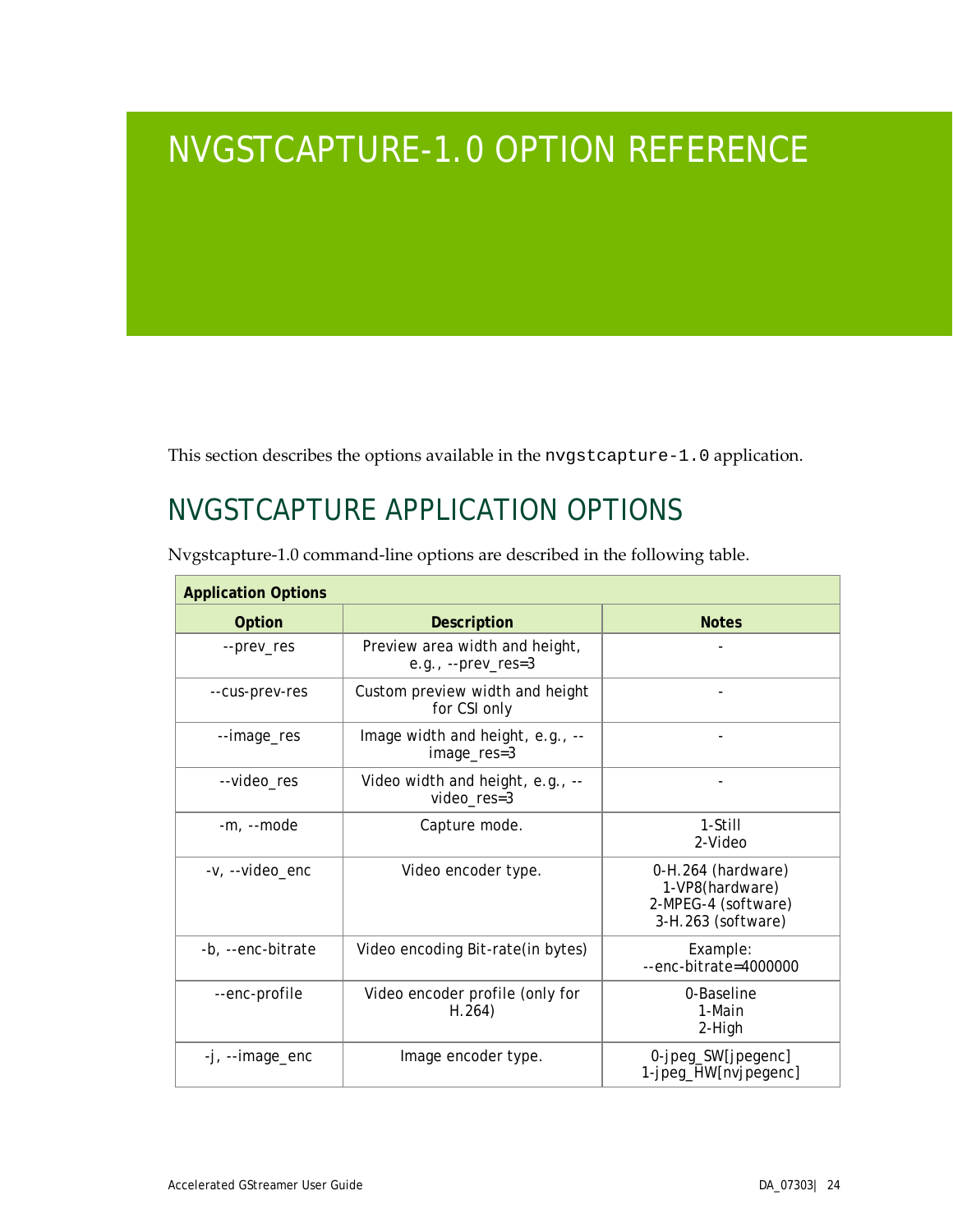# NVGSTCAPTURE-1.0 OPTION REFERENCE

This section describes the options available in the `nvgstcapture-1.0` application.

## NVGSTCAPTURE APPLICATION OPTIONS

Nvgstcapture-1.0 command-line options are described in the following table.

| **Application Options** | | |
|---|---|---|
| **Option** | **Description** | **Notes** |
| --prev_res | Preview area width and height, e.g., --prev_res=3 | - |
| --cus-prev-res | Custom preview width and height for CSI only | - |
| --image_res | Image width and height, e.g., --image_res=3 | - |
| --video_res | Video width and height, e.g., --video_res=3 | - |
| -m, --mode | Capture mode. | 1-Still<br>2-Video |
| -v, --video_enc | Video encoder type. | 0-H.264 (hardware)<br>1-VP8(hardware)<br>2-MPEG-4 (software)<br>3-H.263 (software) |
| -b, --enc-bitrate | Video encoding Bit-rate(in bytes) | Example:<br>--enc-bitrate=4000000 |
| --enc-profile | Video encoder profile (only for H.264) | 0-Baseline<br>1-Main<br>2-High |
| -j, --image_enc | Image encoder type. | 0-jpeg_SW[jpegenc]<br>1-jpeg_HW[nvjpegenc] |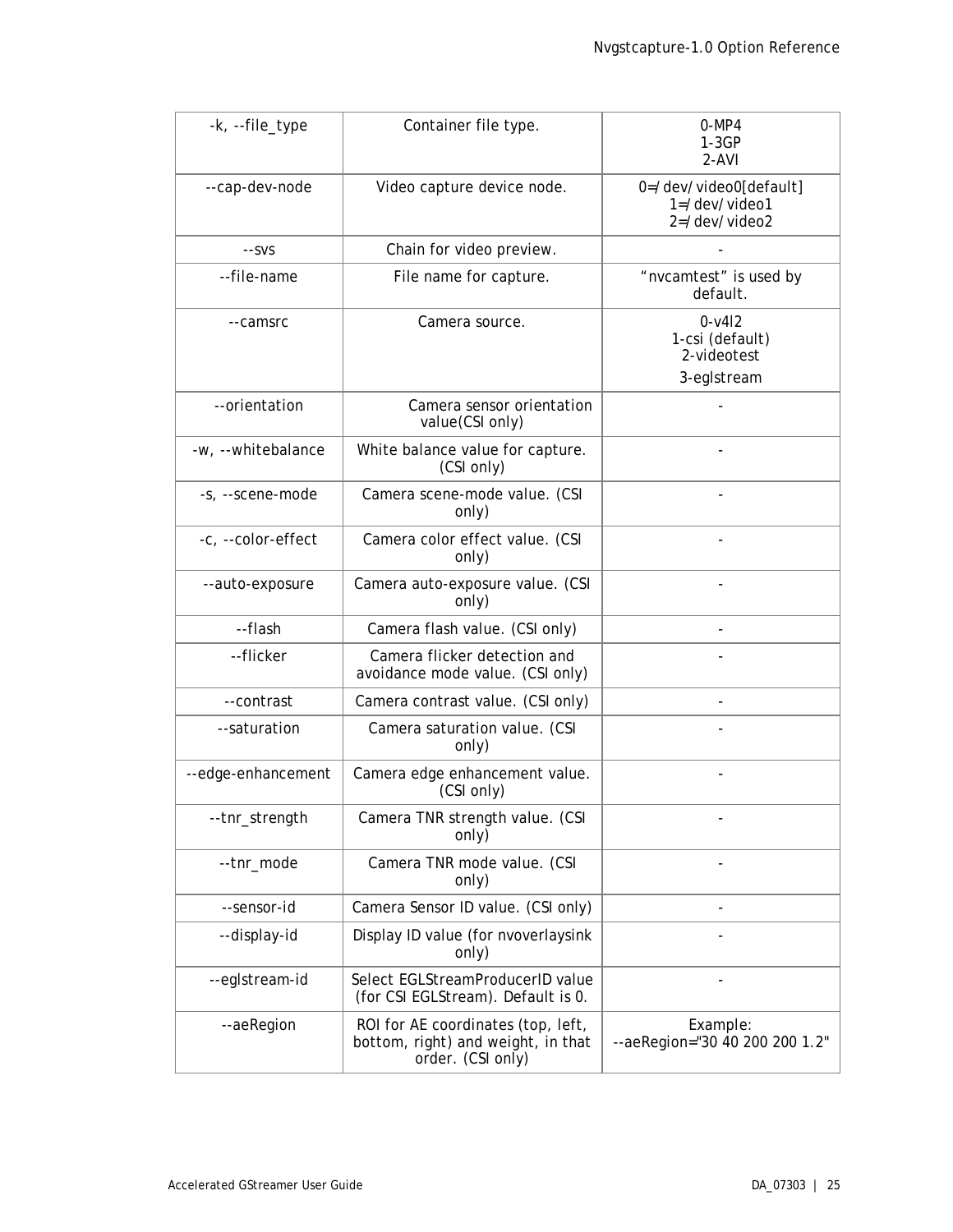| -k, --file_type | Container file type. | 0-MP4<br>1-3GP<br>2-AVI |
|---|---|---|
| --cap-dev-node | Video capture device node. | 0=/dev/video0[default]<br>1=/dev/video1<br>2=/dev/video2 |
| --svs | Chain for video preview. | - |
| --file-name | File name for capture. | "nvcamtest" is used by default. |
| --camsrc | Camera source. | 0-v4l2<br>1-csi (default)<br>2-videotest<br>3-eglstream |
| --orientation | Camera sensor orientation value(CSI only) | - |
| -w, --whitebalance | White balance value for capture. (CSI only) | - |
| -s, --scene-mode | Camera scene-mode value. (CSI only) | - |
| -c, --color-effect | Camera color effect value. (CSI only) | - |
| --auto-exposure | Camera auto-exposure value. (CSI only) | - |
| --flash | Camera flash value. (CSI only) | - |
| --flicker | Camera flicker detection and avoidance mode value. (CSI only) | - |
| --contrast | Camera contrast value. (CSI only) | - |
| --saturation | Camera saturation value. (CSI only) | - |
| --edge-enhancement | Camera edge enhancement value. (CSI only) | - |
| --tnr_strength | Camera TNR strength value. (CSI only) | - |
| --tnr_mode | Camera TNR mode value. (CSI only) | - |
| --sensor-id | Camera Sensor ID value. (CSI only) | - |
| --display-id | Display ID value (for nvoverlaysink only) | - |
| --eglstream-id | Select EGLStreamProducerID value (for CSI EGLStream). Default is 0. | - |
| --aeRegion | ROI for AE coordinates (top, left, bottom, right) and weight, in that order. (CSI only) | Example:<br>--aeRegion="30 40 200 200 1.2" |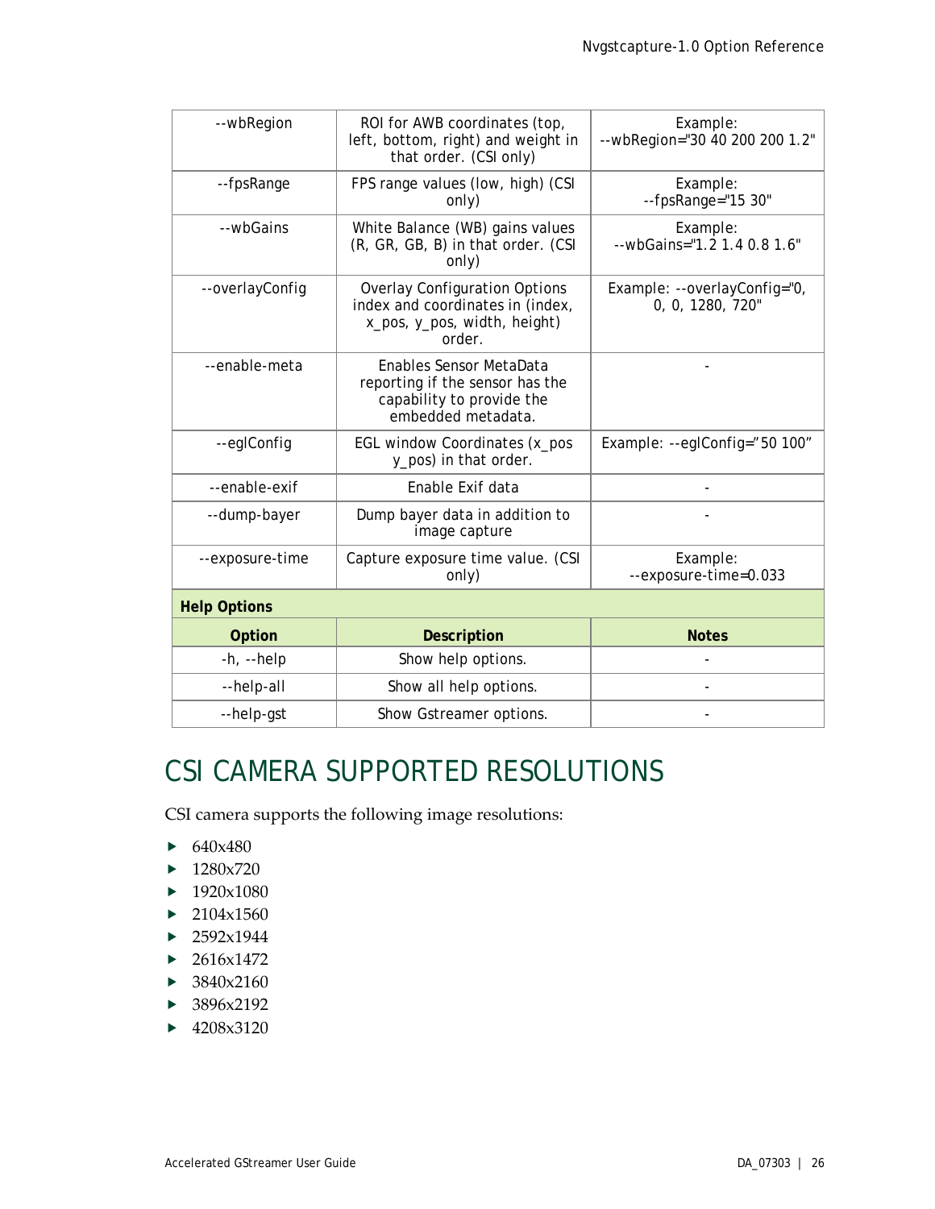| | | |
|---|---|---|
| --wbRegion | ROI for AWB coordinates (top, left, bottom, right) and weight in that order. (CSI only) | Example:<br>--wbRegion="30 40 200 200 1.2" |
| --fpsRange | FPS range values (low, high) (CSI only) | Example:<br>--fpsRange="15 30" |
| --wbGains | White Balance (WB) gains values (R, GR, GB, B) in that order. (CSI only) | Example:<br>--wbGains="1.2 1.4 0.8 1.6" |
| --overlayConfig | Overlay Configuration Options index and coordinates in (index, x_pos, y_pos, width, height) order. | Example: --overlayConfig="0, 0, 0, 1280, 720" |
| --enable-meta | Enables Sensor MetaData reporting if the sensor has the capability to provide the embedded metadata. | - |
| --eglConfig | EGL window Coordinates (x_pos y_pos) in that order. | Example: --eglConfig="50 100" |
| --enable-exif | Enable Exif data | - |
| --dump-bayer | Dump bayer data in addition to image capture | - |
| --exposure-time | Capture exposure time value. (CSI only) | Example:<br>--exposure-time=0.033 |

**Help Options**

| Option | Description | Notes |
|---|---|---|
| -h, --help | Show help options. | - |
| --help-all | Show all help options. | - |
| --help-gst | Show Gstreamer options. | - |

# CSI CAMERA SUPPORTED RESOLUTIONS

CSI camera supports the following image resolutions:

- 640x480
- 1280x720
- 1920x1080
- 2104x1560
- 2592x1944
- 2616x1472
- 3840x2160
- 3896x2192
- 4208x3120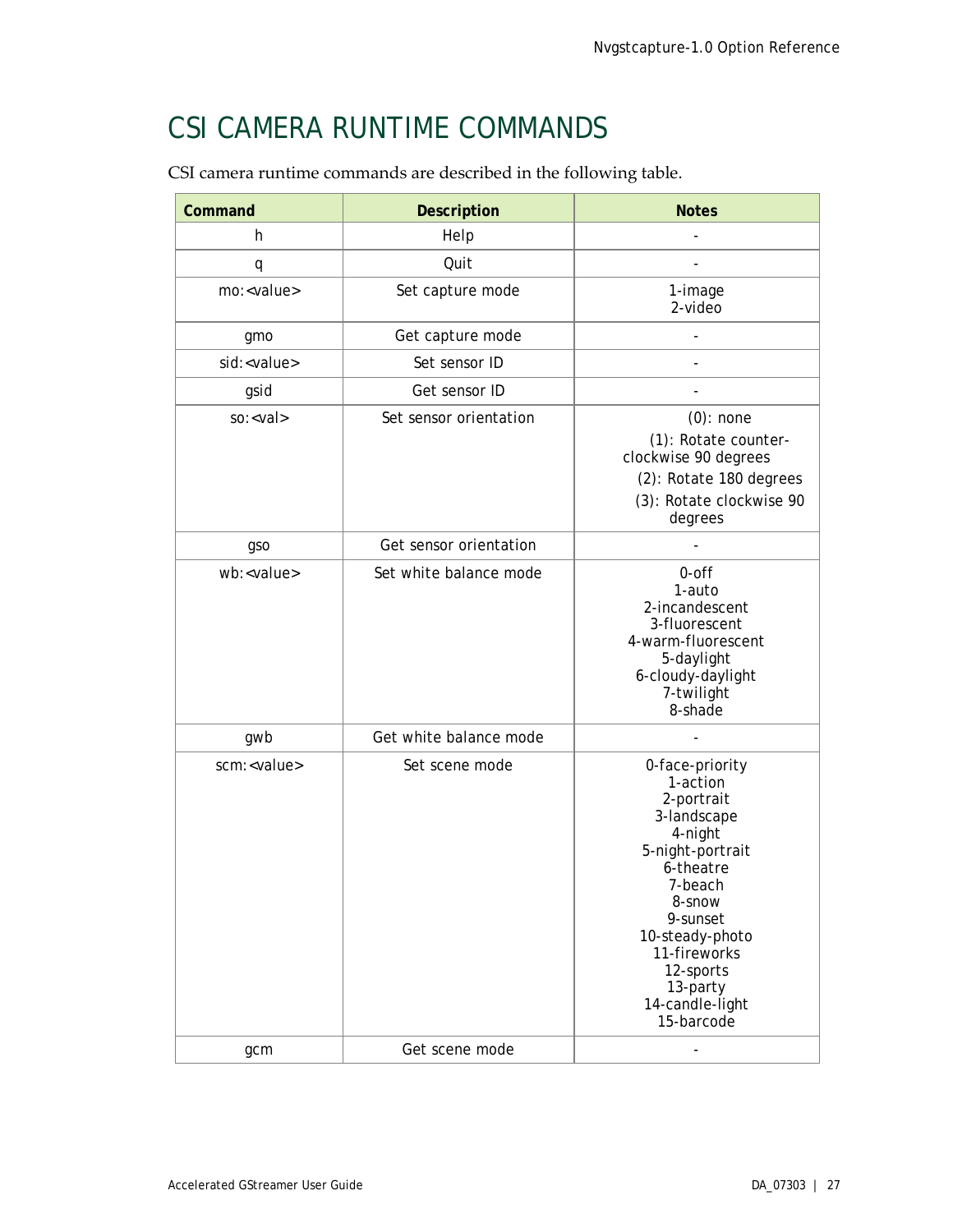# CSI CAMERA RUNTIME COMMANDS

CSI camera runtime commands are described in the following table.

| Command | Description | Notes |
|---|---|---|
| h | Help | - |
| q | Quit | - |
| mo:<value> | Set capture mode | 1-image<br>2-video |
| gmo | Get capture mode | - |
| sid:<value> | Set sensor ID | - |
| gsid | Get sensor ID | - |
| so:<val> | Set sensor orientation | (0): none<br>(1): Rotate counter-clockwise 90 degrees<br>(2): Rotate 180 degrees<br>(3): Rotate clockwise 90 degrees |
| gso | Get sensor orientation | - |
| wb:<value> | Set white balance mode | 0-off<br>1-auto<br>2-incandescent<br>3-fluorescent<br>4-warm-fluorescent<br>5-daylight<br>6-cloudy-daylight<br>7-twilight<br>8-shade |
| gwb | Get white balance mode | - |
| scm:<value> | Set scene mode | 0-face-priority<br>1-action<br>2-portrait<br>3-landscape<br>4-night<br>5-night-portrait<br>6-theatre<br>7-beach<br>8-snow<br>9-sunset<br>10-steady-photo<br>11-fireworks<br>12-sports<br>13-party<br>14-candle-light<br>15-barcode |
| gcm | Get scene mode | - |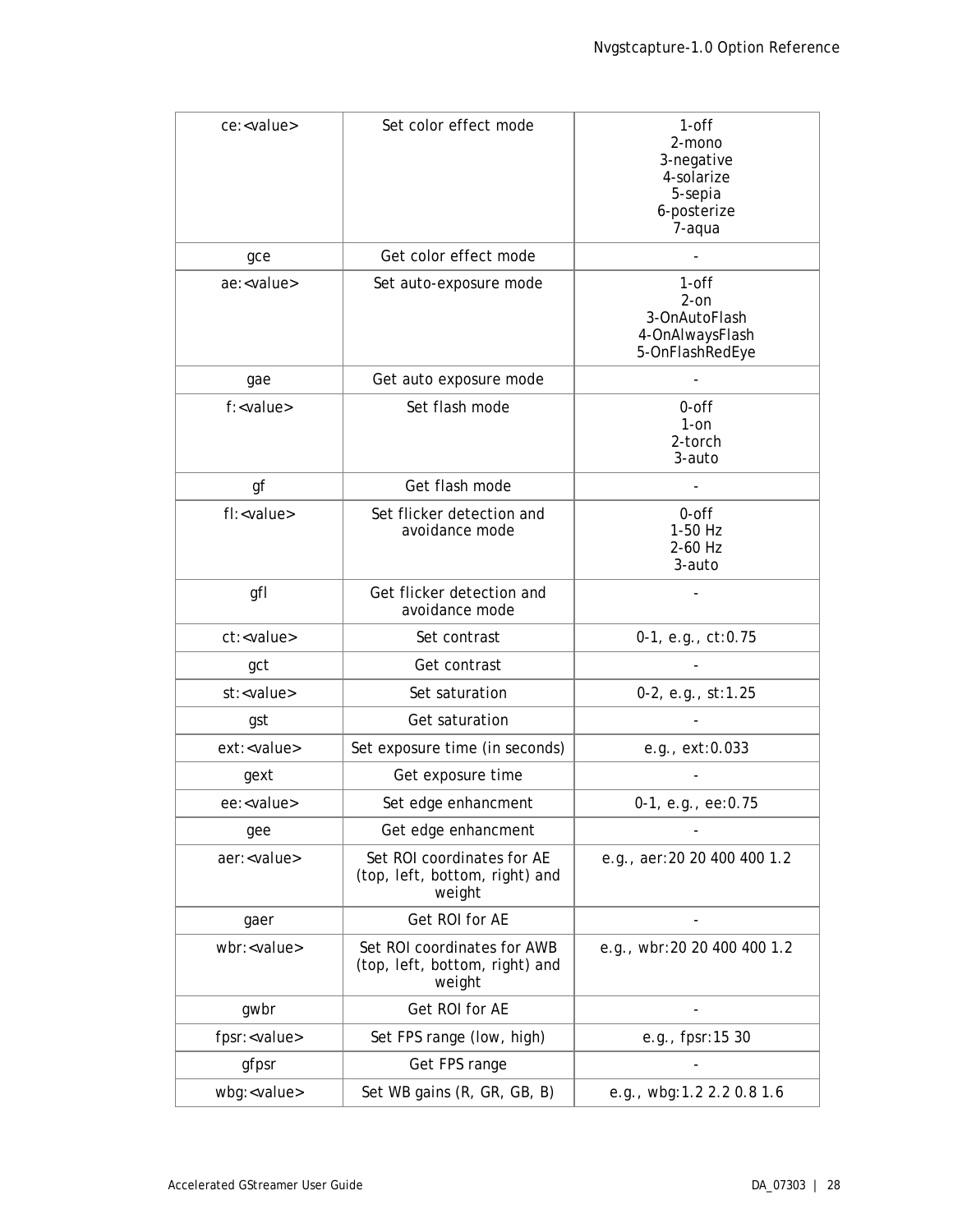| ce:<value> | Set color effect mode | 1-off<br>2-mono<br>3-negative<br>4-solarize<br>5-sepia<br>6-posterize<br>7-aqua |
|---|---|---|
| gce | Get color effect mode | - |
| ae:<value> | Set auto-exposure mode | 1-off<br>2-on<br>3-OnAutoFlash<br>4-OnAlwaysFlash<br>5-OnFlashRedEye |
| gae | Get auto exposure mode | - |
| f:<value> | Set flash mode | 0-off<br>1-on<br>2-torch<br>3-auto |
| gf | Get flash mode | - |
| fl:<value> | Set flicker detection and avoidance mode | 0-off<br>1-50 Hz<br>2-60 Hz<br>3-auto |
| gfl | Get flicker detection and avoidance mode | - |
| ct:<value> | Set contrast | 0-1, e.g., ct:0.75 |
| gct | Get contrast | - |
| st:<value> | Set saturation | 0-2, e.g., st:1.25 |
| gst | Get saturation | - |
| ext:<value> | Set exposure time (in seconds) | e.g., ext:0.033 |
| gext | Get exposure time | - |
| ee:<value> | Set edge enhancment | 0-1, e.g., ee:0.75 |
| gee | Get edge enhancment | - |
| aer:<value> | Set ROI coordinates for AE (top, left, bottom, right) and weight | e.g., aer:20 20 400 400 1.2 |
| gaer | Get ROI for AE | - |
| wbr:<value> | Set ROI coordinates for AWB (top, left, bottom, right) and weight | e.g., wbr:20 20 400 400 1.2 |
| gwbr | Get ROI for AE | - |
| fpsr:<value> | Set FPS range (low, high) | e.g., fpsr:15 30 |
| gfpsr | Get FPS range | - |
| wbg:<value> | Set WB gains (R, GR, GB, B) | e.g., wbg:1.2 2.2 0.8 1.6 |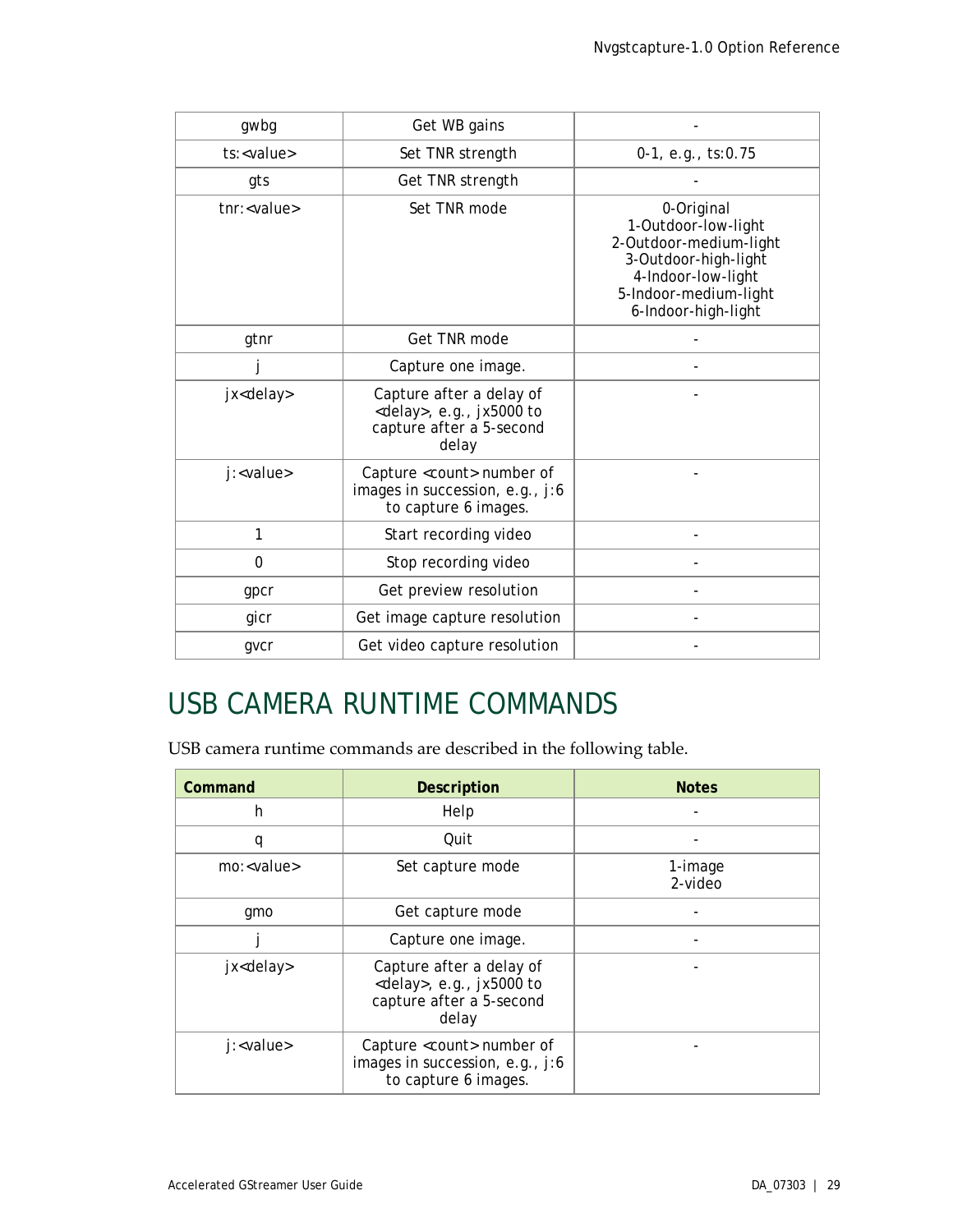| | | |
|---|---|---|
| gwbg | Get WB gains | - |
| ts:<value> | Set TNR strength | 0-1, e.g., ts:0.75 |
| gts | Get TNR strength | - |
| tnr:<value> | Set TNR mode | 0-Original<br>1-Outdoor-low-light<br>2-Outdoor-medium-light<br>3-Outdoor-high-light<br>4-Indoor-low-light<br>5-Indoor-medium-light<br>6-Indoor-high-light |
| gtnr | Get TNR mode | - |
| j | Capture one image. | - |
| jx<delay> | Capture after a delay of <delay>, e.g., jx5000 to capture after a 5-second delay | - |
| j:<value> | Capture <count> number of images in succession, e.g., j:6 to capture 6 images. | - |
| 1 | Start recording video | - |
| 0 | Stop recording video | - |
| gpcr | Get preview resolution | - |
| gicr | Get image capture resolution | - |
| gvcr | Get video capture resolution | - |

# USB CAMERA RUNTIME COMMANDS

USB camera runtime commands are described in the following table.

| Command | Description | Notes |
|---|---|---|
| h | Help | - |
| q | Quit | - |
| mo:<value> | Set capture mode | 1-image<br>2-video |
| gmo | Get capture mode | - |
| j | Capture one image. | - |
| jx<delay> | Capture after a delay of <delay>, e.g., jx5000 to capture after a 5-second delay | - |
| j:<value> | Capture <count> number of images in succession, e.g., j:6 to capture 6 images. | - |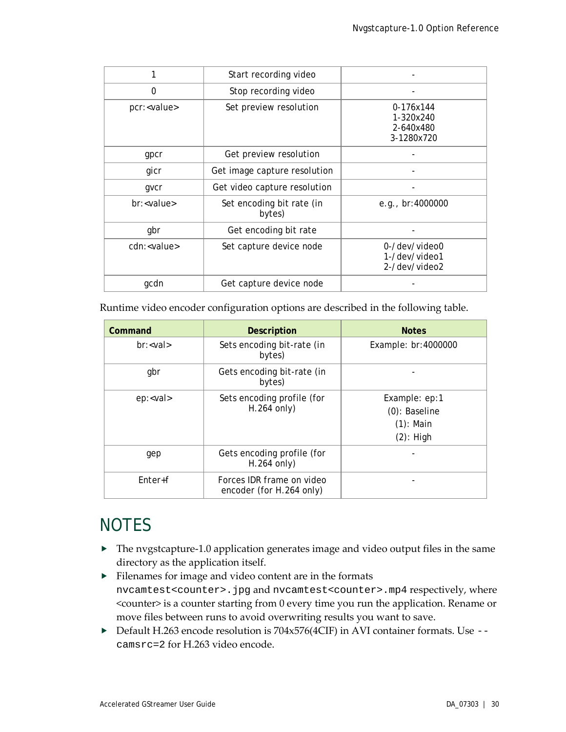| | | |
|---|---|---|
| 1 | Start recording video | - |
| 0 | Stop recording video | - |
| pcr:<value> | Set preview resolution | 0-176x144<br>1-320x240<br>2-640x480<br>3-1280x720 |
| gpcr | Get preview resolution | - |
| gicr | Get image capture resolution | - |
| gvcr | Get video capture resolution | - |
| br:<value> | Set encoding bit rate (in bytes) | e.g., br:4000000 |
| gbr | Get encoding bit rate | - |
| cdn:<value> | Set capture device node | 0-/dev/video0<br>1-/dev/video1<br>2-/dev/video2 |
| gcdn | Get capture device node | - |

Runtime video encoder configuration options are described in the following table.

| Command | Description | Notes |
|---|---|---|
| br:<val> | Sets encoding bit-rate (in bytes) | Example: br:4000000 |
| gbr | Gets encoding bit-rate (in bytes) | - |
| ep:<val> | Sets encoding profile (for H.264 only) | Example: ep:1<br>(0): Baseline<br>(1): Main<br>(2): High |
| gep | Gets encoding profile (for H.264 only) | - |
| Enter+f | Forces IDR frame on video encoder (for H.264 only) | - |

# NOTES

- The nvgstcapture-1.0 application generates image and video output files in the same directory as the application itself.
- Filenames for image and video content are in the formats `nvcamtest<counter>.jpg` and `nvcamtest<counter>.mp4` respectively, where <counter> is a counter starting from 0 every time you run the application. Rename or move files between runs to avoid overwriting results you want to save.
- Default H.263 encode resolution is 704x576(4CIF) in AVI container formats. Use `--camsrc=2` for H.263 video encode.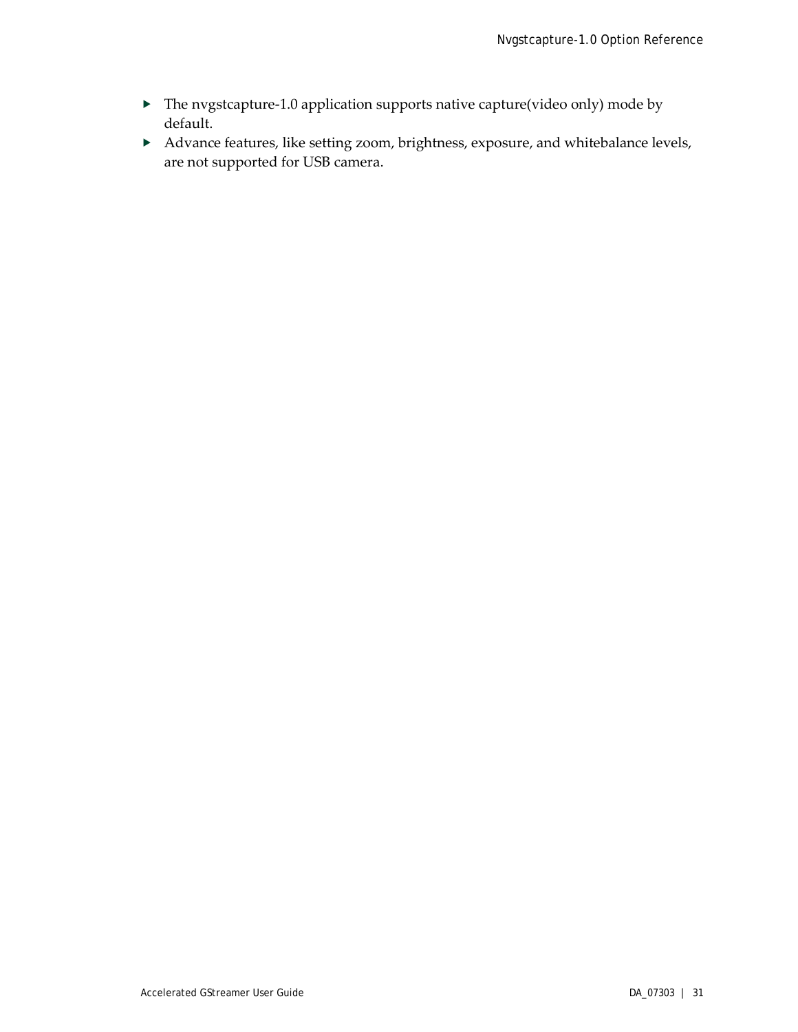- The nvgstcapture-1.0 application supports native capture(video only) mode by default.
- Advance features, like setting zoom, brightness, exposure, and whitebalance levels, are not supported for USB camera.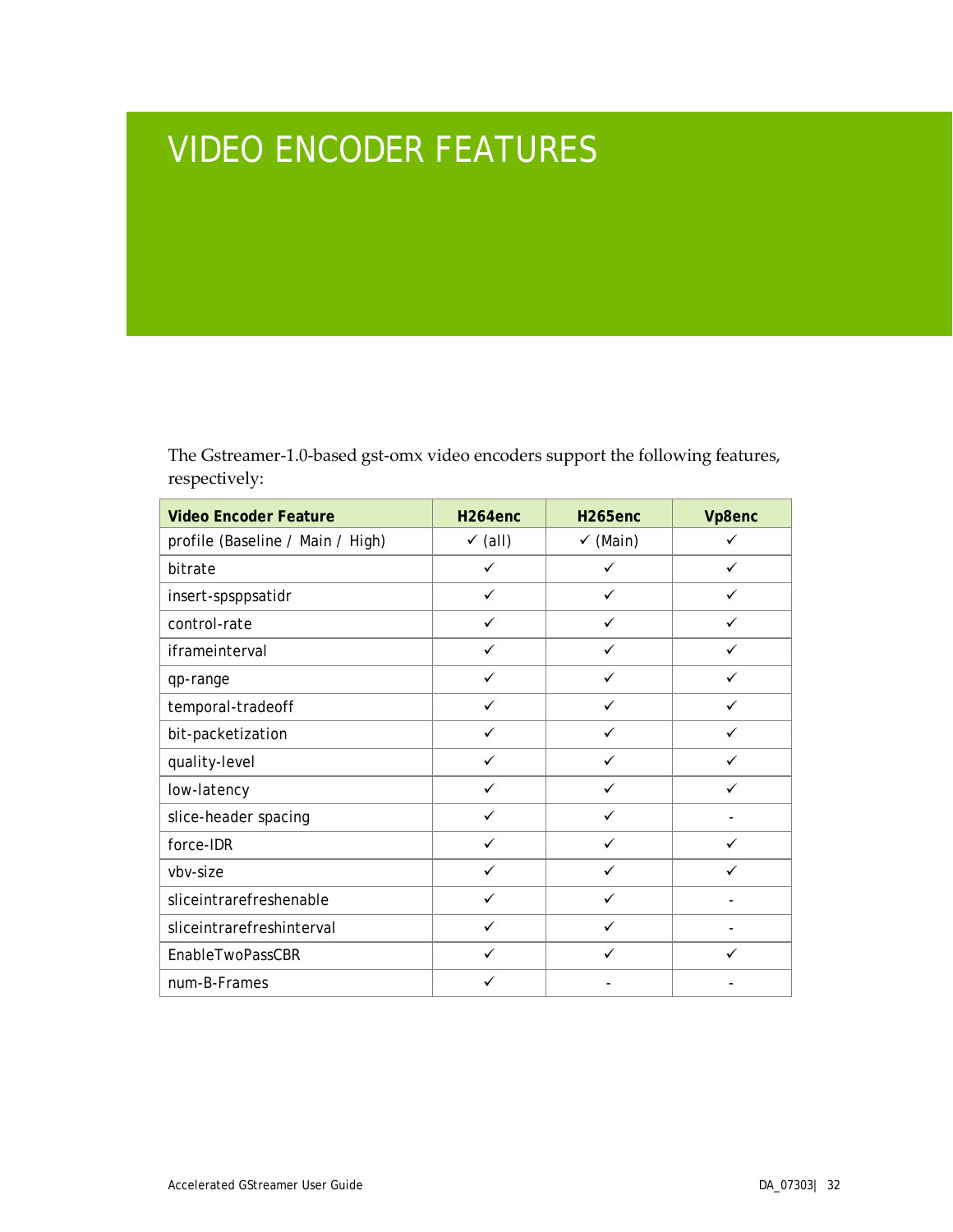# VIDEO ENCODER FEATURES

The Gstreamer-1.0-based gst-omx video encoders support the following features, respectively:

| Video Encoder Feature | H264enc | H265enc | Vp8enc |
|---|---|---|---|
| profile (Baseline / Main / High) | ✓ (all) | ✓ (Main) | ✓ |
| bitrate | ✓ | ✓ | ✓ |
| insert-spsppsatidr | ✓ | ✓ | ✓ |
| control-rate | ✓ | ✓ | ✓ |
| iframeinterval | ✓ | ✓ | ✓ |
| qp-range | ✓ | ✓ | ✓ |
| temporal-tradeoff | ✓ | ✓ | ✓ |
| bit-packetization | ✓ | ✓ | ✓ |
| quality-level | ✓ | ✓ | ✓ |
| low-latency | ✓ | ✓ | ✓ |
| slice-header spacing | ✓ | ✓ | - |
| force-IDR | ✓ | ✓ | ✓ |
| vbv-size | ✓ | ✓ | ✓ |
| sliceintrarefreshenable | ✓ | ✓ | - |
| sliceintrarefreshinterval | ✓ | ✓ | - |
| EnableTwoPassCBR | ✓ | ✓ | ✓ |
| num-B-Frames | ✓ | - | - |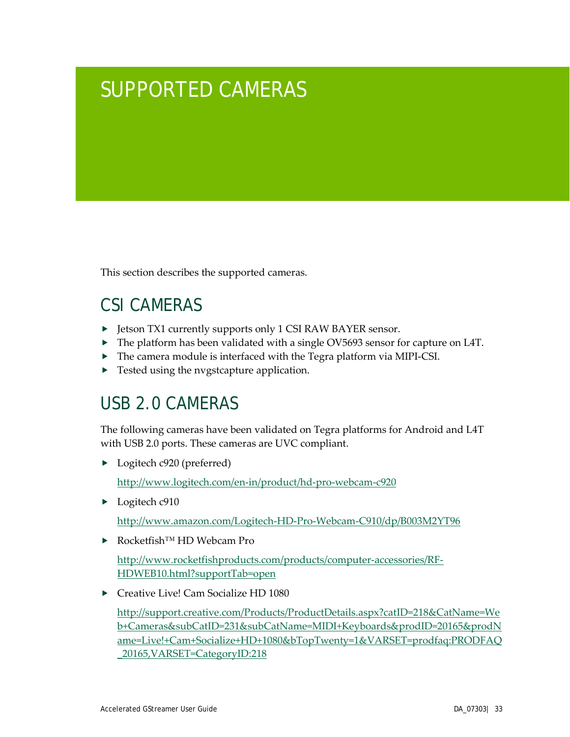# SUPPORTED CAMERAS

This section describes the supported cameras.

## CSI CAMERAS

- Jetson TX1 currently supports only 1 CSI RAW BAYER sensor.
- The platform has been validated with a single OV5693 sensor for capture on L4T.
- The camera module is interfaced with the Tegra platform via MIPI-CSI.
- Tested using the nvgstcapture application.

## USB 2.0 CAMERAS

The following cameras have been validated on Tegra platforms for Android and L4T with USB 2.0 ports. These cameras are UVC compliant.

- Logitech c920 (preferred)

  http://www.logitech.com/en-in/product/hd-pro-webcam-c920

- Logitech c910

  http://www.amazon.com/Logitech-HD-Pro-Webcam-C910/dp/B003M2YT96

- Rocketfish™ HD Webcam Pro

  http://www.rocketfishproducts.com/products/computer-accessories/RF-HDWEB10.html?supportTab=open

- Creative Live! Cam Socialize HD 1080

  http://support.creative.com/Products/ProductDetails.aspx?catID=218&CatName=Web+Cameras&subCatID=231&subCatName=MIDI+Keyboards&prodID=20165&prodName=Live!+Cam+Socialize+HD+1080&bTopTwenty=1&VARSET=prodfaq:PRODFAQ_20165,VARSET=CategoryID:218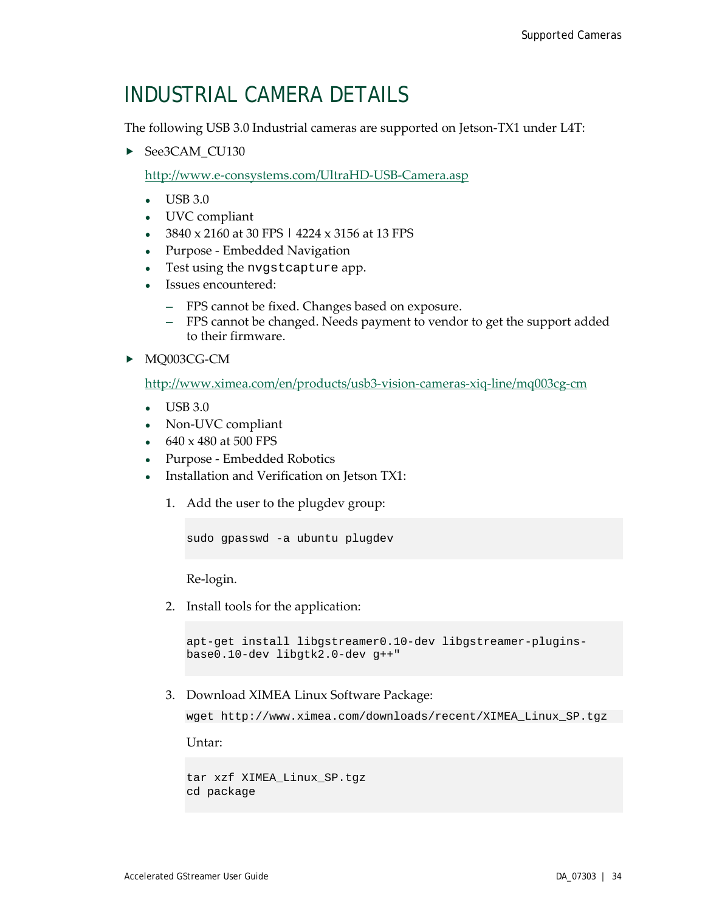# INDUSTRIAL CAMERA DETAILS

The following USB 3.0 Industrial cameras are supported on Jetson-TX1 under L4T:

- See3CAM_CU130

  http://www.e-consystems.com/UltraHD-USB-Camera.asp

  - USB 3.0
  - UVC compliant
  - 3840 x 2160 at 30 FPS | 4224 x 3156 at 13 FPS
  - Purpose - Embedded Navigation
  - Test using the `nvgstcapture` app.
  - Issues encountered:
    - FPS cannot be fixed. Changes based on exposure.
    - FPS cannot be changed. Needs payment to vendor to get the support added to their firmware.

- MQ003CG-CM

  http://www.ximea.com/en/products/usb3-vision-cameras-xiq-line/mq003cg-cm

  - USB 3.0
  - Non-UVC compliant
  - 640 x 480 at 500 FPS
  - Purpose - Embedded Robotics
  - Installation and Verification on Jetson TX1:

    1. Add the user to the plugdev group:

       ```
       sudo gpasswd -a ubuntu plugdev
       ```

       Re-login.

    2. Install tools for the application:

       ```
       apt-get install libgstreamer0.10-dev libgstreamer-plugins-
       base0.10-dev libgtk2.0-dev g++"
       ```

    3. Download XIMEA Linux Software Package:

       ```
       wget http://www.ximea.com/downloads/recent/XIMEA_Linux_SP.tgz
       ```

       Untar:

       ```
       tar xzf XIMEA_Linux_SP.tgz
       cd package
       ```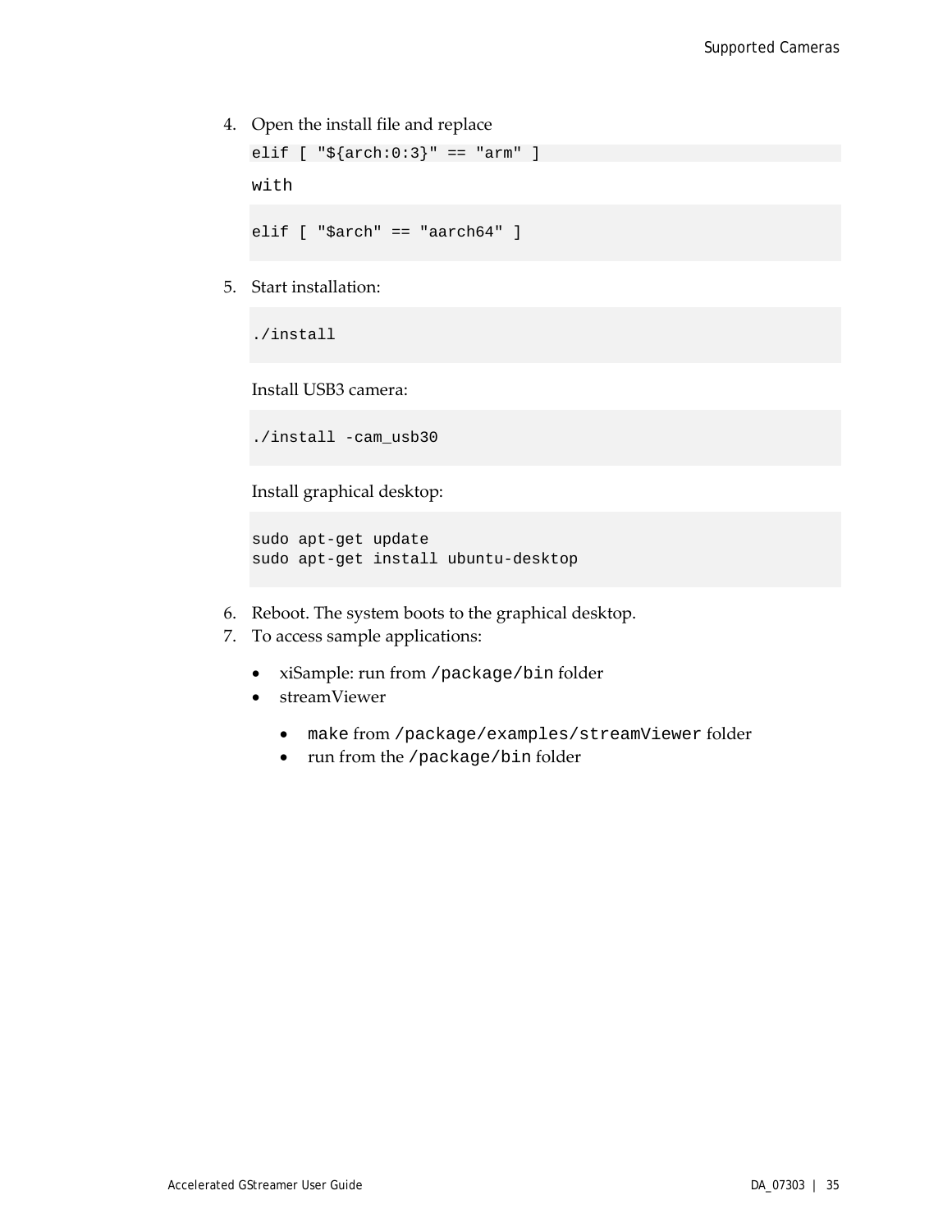4. Open the install file and replace

```
elif [ "${arch:0:3}" == "arm" ]
```

with

```
elif [ "$arch" == "aarch64" ]
```

5. Start installation:

```
./install
```

Install USB3 camera:

```
./install -cam_usb30
```

Install graphical desktop:

```
sudo apt-get update
sudo apt-get install ubuntu-desktop
```

6. Reboot. The system boots to the graphical desktop.
7. To access sample applications:

- xiSample: run from `/package/bin` folder
- streamViewer
  - `make` from `/package/examples/streamViewer` folder
  - run from the `/package/bin` folder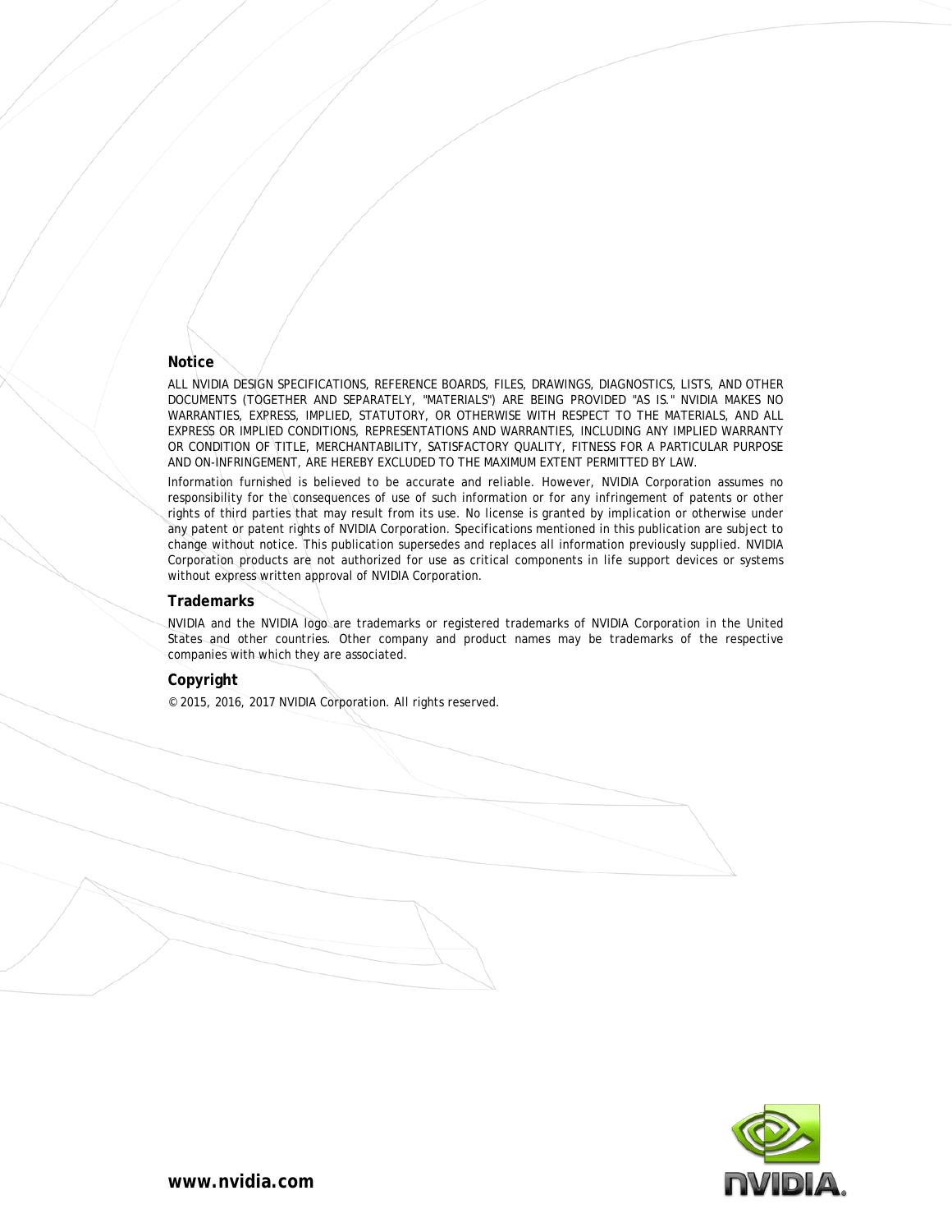## Notice

ALL NVIDIA DESIGN SPECIFICATIONS, REFERENCE BOARDS, FILES, DRAWINGS, DIAGNOSTICS, LISTS, AND OTHER DOCUMENTS (TOGETHER AND SEPARATELY, "MATERIALS") ARE BEING PROVIDED "AS IS." NVIDIA MAKES NO WARRANTIES, EXPRESS, IMPLIED, STATUTORY, OR OTHERWISE WITH RESPECT TO THE MATERIALS, AND ALL EXPRESS OR IMPLIED CONDITIONS, REPRESENTATIONS AND WARRANTIES, INCLUDING ANY IMPLIED WARRANTY OR CONDITION OF TITLE, MERCHANTABILITY, SATISFACTORY QUALITY, FITNESS FOR A PARTICULAR PURPOSE AND ON-INFRINGEMENT, ARE HEREBY EXCLUDED TO THE MAXIMUM EXTENT PERMITTED BY LAW.

Information furnished is believed to be accurate and reliable. However, NVIDIA Corporation assumes no responsibility for the consequences of use of such information or for any infringement of patents or other rights of third parties that may result from its use. No license is granted by implication or otherwise under any patent or patent rights of NVIDIA Corporation. Specifications mentioned in this publication are subject to change without notice. This publication supersedes and replaces all information previously supplied. NVIDIA Corporation products are not authorized for use as critical components in life support devices or systems without express written approval of NVIDIA Corporation.

## Trademarks

NVIDIA and the NVIDIA logo are trademarks or registered trademarks of NVIDIA Corporation in the United States and other countries. Other company and product names may be trademarks of the respective companies with which they are associated.

## Copyright

© 2015, 2016, 2017 NVIDIA Corporation. All rights reserved.

**www.nvidia.com**